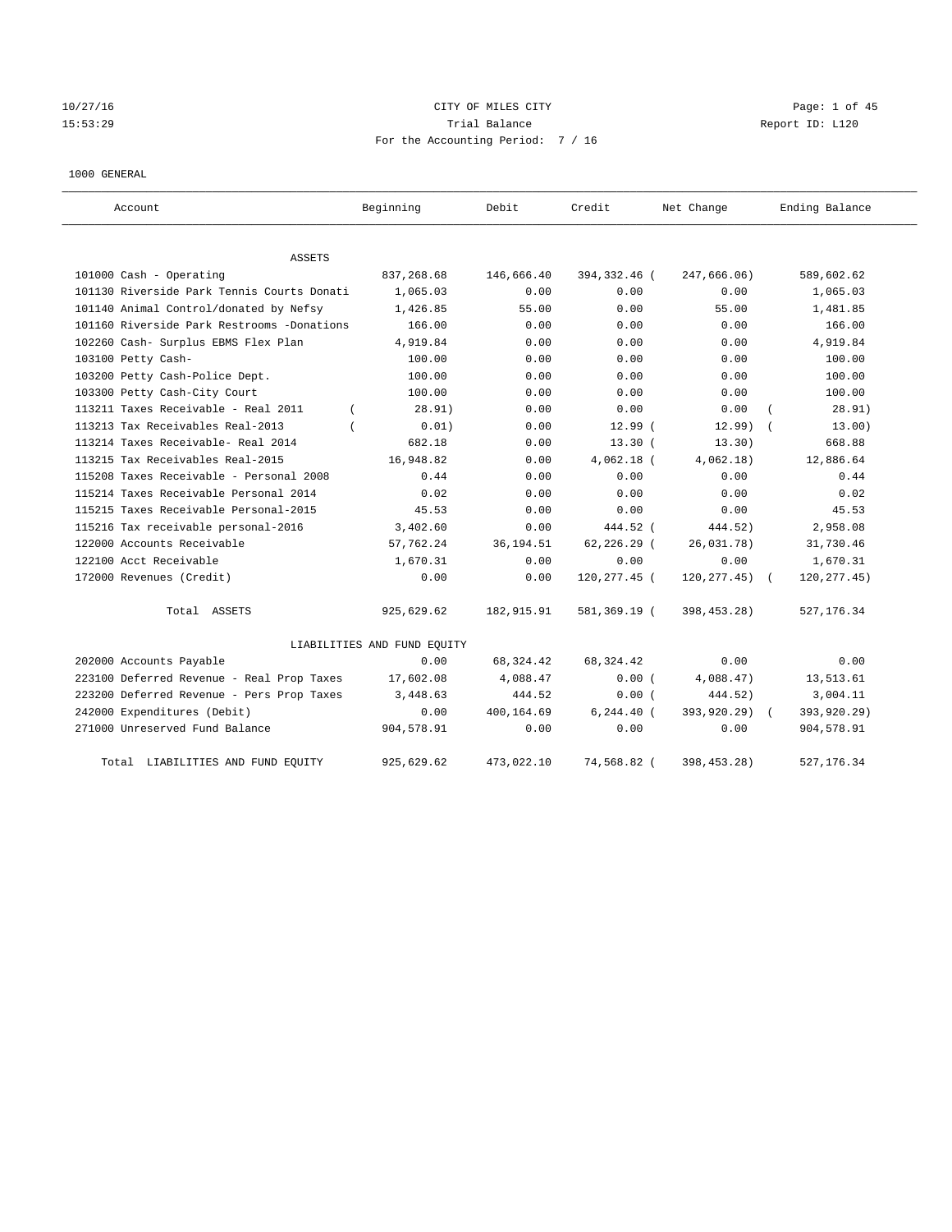CITY OF MILES CITY
Trial Balance
For the Accounting Period: 7 / 16

1000 GENERAL

| Account | Beginning | Debit | Credit | Net Change | Ending Balance |
|---|---|---|---|---|---|
| ASSETS | | | | | |
| 101000 Cash - Operating | 837,268.68 | 146,666.40 | 394,332.46 | ( 247,666.06) | 589,602.62 |
| 101130 Riverside Park Tennis Courts Donati | 1,065.03 | 0.00 | 0.00 | 0.00 | 1,065.03 |
| 101140 Animal Control/donated by Nefsy | 1,426.85 | 55.00 | 0.00 | 55.00 | 1,481.85 |
| 101160 Riverside Park Restrooms -Donations | 166.00 | 0.00 | 0.00 | 0.00 | 166.00 |
| 102260 Cash- Surplus EBMS Flex Plan | 4,919.84 | 0.00 | 0.00 | 0.00 | 4,919.84 |
| 103100 Petty Cash- | 100.00 | 0.00 | 0.00 | 0.00 | 100.00 |
| 103200 Petty Cash-Police Dept. | 100.00 | 0.00 | 0.00 | 0.00 | 100.00 |
| 103300 Petty Cash-City Court | 100.00 | 0.00 | 0.00 | 0.00 | 100.00 |
| 113211 Taxes Receivable - Real 2011 | ( 28.91) | 0.00 | 0.00 | 0.00 | ( 28.91) |
| 113213 Tax Receivables Real-2013 | ( 0.01) | 0.00 | 12.99 | ( 12.99) | ( 13.00) |
| 113214 Taxes Receivable- Real 2014 | 682.18 | 0.00 | 13.30 | ( 13.30) | 668.88 |
| 113215 Tax Receivables Real-2015 | 16,948.82 | 0.00 | 4,062.18 | ( 4,062.18) | 12,886.64 |
| 115208 Taxes Receivable - Personal 2008 | 0.44 | 0.00 | 0.00 | 0.00 | 0.44 |
| 115214 Taxes Receivable Personal 2014 | 0.02 | 0.00 | 0.00 | 0.00 | 0.02 |
| 115215 Taxes Receivable Personal-2015 | 45.53 | 0.00 | 0.00 | 0.00 | 45.53 |
| 115216 Tax receivable personal-2016 | 3,402.60 | 0.00 | 444.52 | ( 444.52) | 2,958.08 |
| 122000 Accounts Receivable | 57,762.24 | 36,194.51 | 62,226.29 | ( 26,031.78) | 31,730.46 |
| 122100 Acct Receivable | 1,670.31 | 0.00 | 0.00 | 0.00 | 1,670.31 |
| 172000 Revenues (Credit) | 0.00 | 0.00 | 120,277.45 | ( 120,277.45) | ( 120,277.45) |
| Total ASSETS | 925,629.62 | 182,915.91 | 581,369.19 | ( 398,453.28) | 527,176.34 |
| LIABILITIES AND FUND EQUITY | | | | | |
| 202000 Accounts Payable | 0.00 | 68,324.42 | 68,324.42 | 0.00 | 0.00 |
| 223100 Deferred Revenue - Real Prop Taxes | 17,602.08 | 4,088.47 | 0.00 | ( 4,088.47) | 13,513.61 |
| 223200 Deferred Revenue - Pers Prop Taxes | 3,448.63 | 444.52 | 0.00 | ( 444.52) | 3,004.11 |
| 242000 Expenditures (Debit) | 0.00 | 400,164.69 | 6,244.40 | ( 393,920.29) | ( 393,920.29) |
| 271000 Unreserved Fund Balance | 904,578.91 | 0.00 | 0.00 | 0.00 | 904,578.91 |
| Total LIABILITIES AND FUND EQUITY | 925,629.62 | 473,022.10 | 74,568.82 | ( 398,453.28) | 527,176.34 |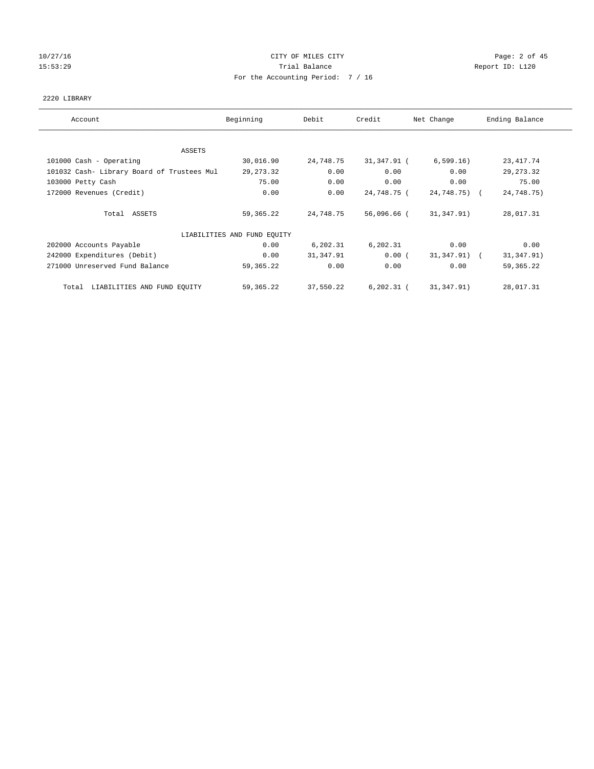CITY OF MILES CITY

Trial Balance

For the Accounting Period: 7 / 16

10/27/16
15:53:29

Report ID: L120

2220 LIBRARY

| Account | Beginning | Debit | Credit | Net Change | Ending Balance |
|---|---|---|---|---|---|
| ASSETS | | | | | |
| 101000 Cash - Operating | 30,016.90 | 24,748.75 | 31,347.91 | (6,599.16) | 23,417.74 |
| 101032 Cash- Library Board of Trustees Mul | 29,273.32 | 0.00 | 0.00 | 0.00 | 29,273.32 |
| 103000 Petty Cash | 75.00 | 0.00 | 0.00 | 0.00 | 75.00 |
| 172000 Revenues (Credit) | 0.00 | 0.00 | 24,748.75 | (24,748.75) | (24,748.75) |
| Total ASSETS | 59,365.22 | 24,748.75 | 56,096.66 | (31,347.91) | 28,017.31 |
| LIABILITIES AND FUND EQUITY | | | | | |
| 202000 Accounts Payable | 0.00 | 6,202.31 | 6,202.31 | 0.00 | 0.00 |
| 242000 Expenditures (Debit) | 0.00 | 31,347.91 | 0.00 | (31,347.91) | (31,347.91) |
| 271000 Unreserved Fund Balance | 59,365.22 | 0.00 | 0.00 | 0.00 | 59,365.22 |
| Total LIABILITIES AND FUND EQUITY | 59,365.22 | 37,550.22 | 6,202.31 | (31,347.91) | 28,017.31 |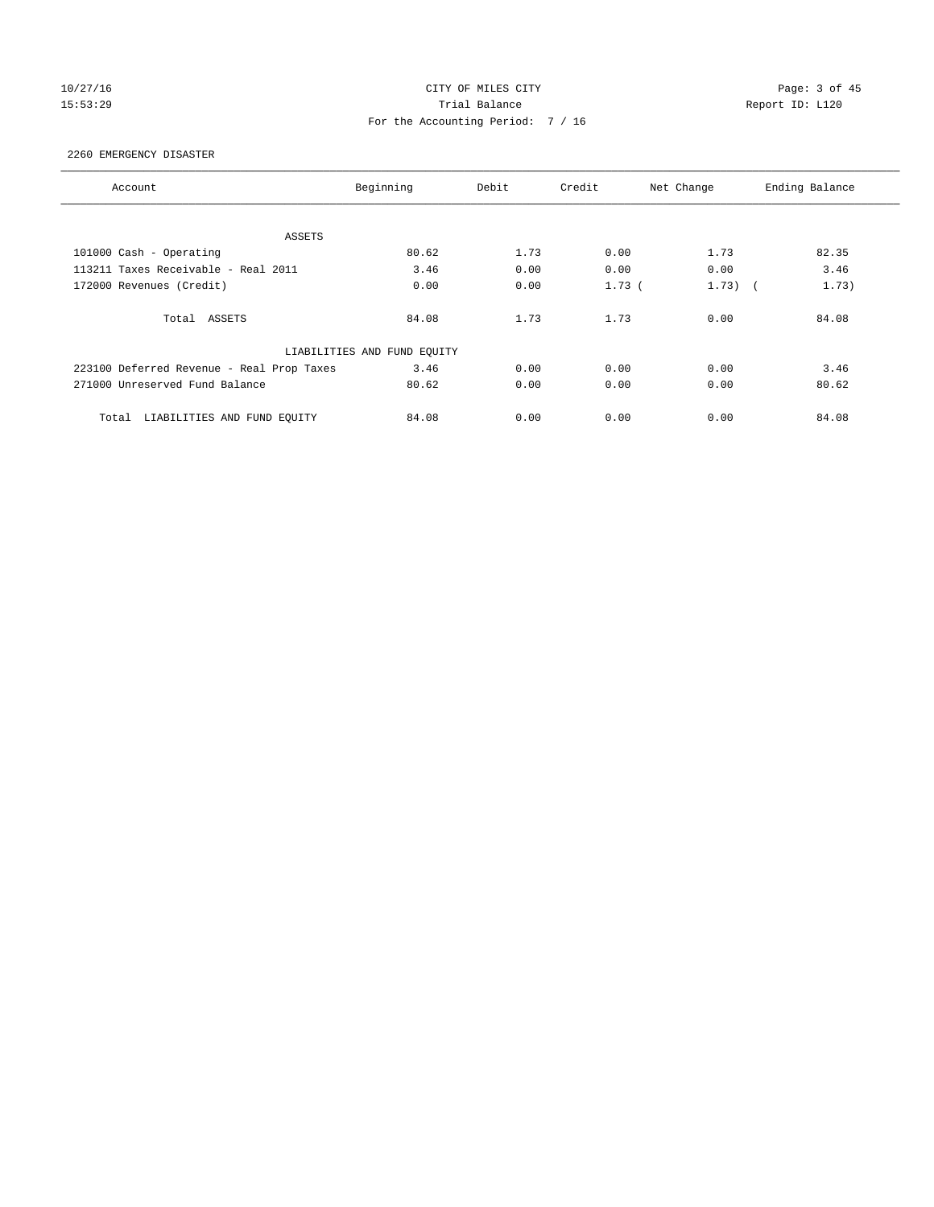CITY OF MILES CITY
Trial Balance
For the Accounting Period: 7 / 16

2260 EMERGENCY DISASTER

| Account | Beginning | Debit | Credit | Net Change | Ending Balance |
|---|---|---|---|---|---|
| ASSETS | | | | | |
| 101000 Cash - Operating | 80.62 | 1.73 | 0.00 | 1.73 | 82.35 |
| 113211 Taxes Receivable - Real 2011 | 3.46 | 0.00 | 0.00 | 0.00 | 3.46 |
| 172000 Revenues (Credit) | 0.00 | 0.00 | 1.73 | ( 1.73) | ( 1.73) |
| Total ASSETS | 84.08 | 1.73 | 1.73 | 0.00 | 84.08 |
| LIABILITIES AND FUND EQUITY | | | | | |
| 223100 Deferred Revenue - Real Prop Taxes | 3.46 | 0.00 | 0.00 | 0.00 | 3.46 |
| 271000 Unreserved Fund Balance | 80.62 | 0.00 | 0.00 | 0.00 | 80.62 |
| Total LIABILITIES AND FUND EQUITY | 84.08 | 0.00 | 0.00 | 0.00 | 84.08 |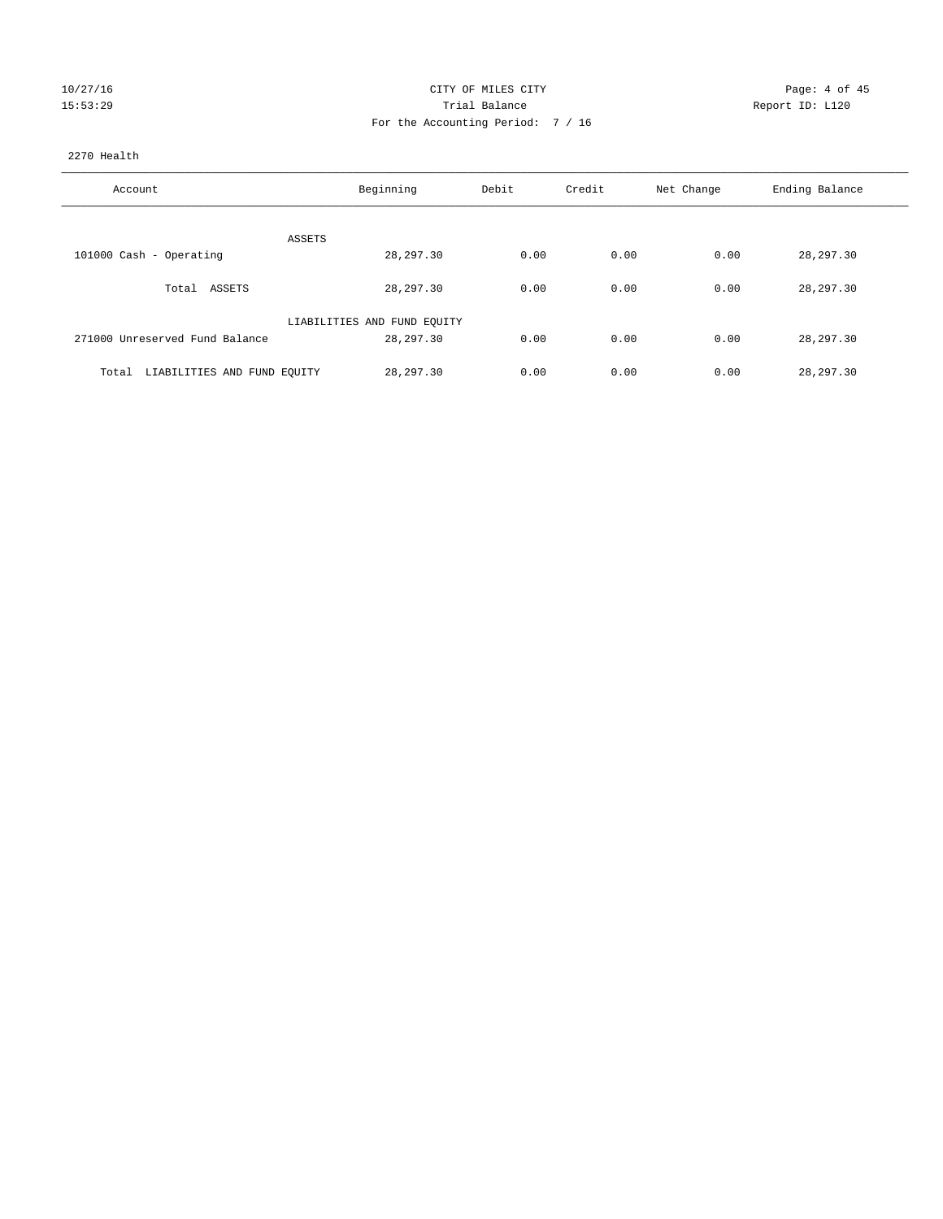10/27/16 CITY OF MILES CITY
15:53:29 Trial Balance Report ID: L120
For the Accounting Period: 7 / 16

2270 Health

| Account | Beginning | Debit | Credit | Net Change | Ending Balance |
|---|---|---|---|---|---|
| ASSETS | | | | | |
| 101000 Cash - Operating | 28,297.30 | 0.00 | 0.00 | 0.00 | 28,297.30 |
| Total ASSETS | 28,297.30 | 0.00 | 0.00 | 0.00 | 28,297.30 |
| LIABILITIES AND FUND EQUITY | | | | | |
| 271000 Unreserved Fund Balance | 28,297.30 | 0.00 | 0.00 | 0.00 | 28,297.30 |
| Total LIABILITIES AND FUND EQUITY | 28,297.30 | 0.00 | 0.00 | 0.00 | 28,297.30 |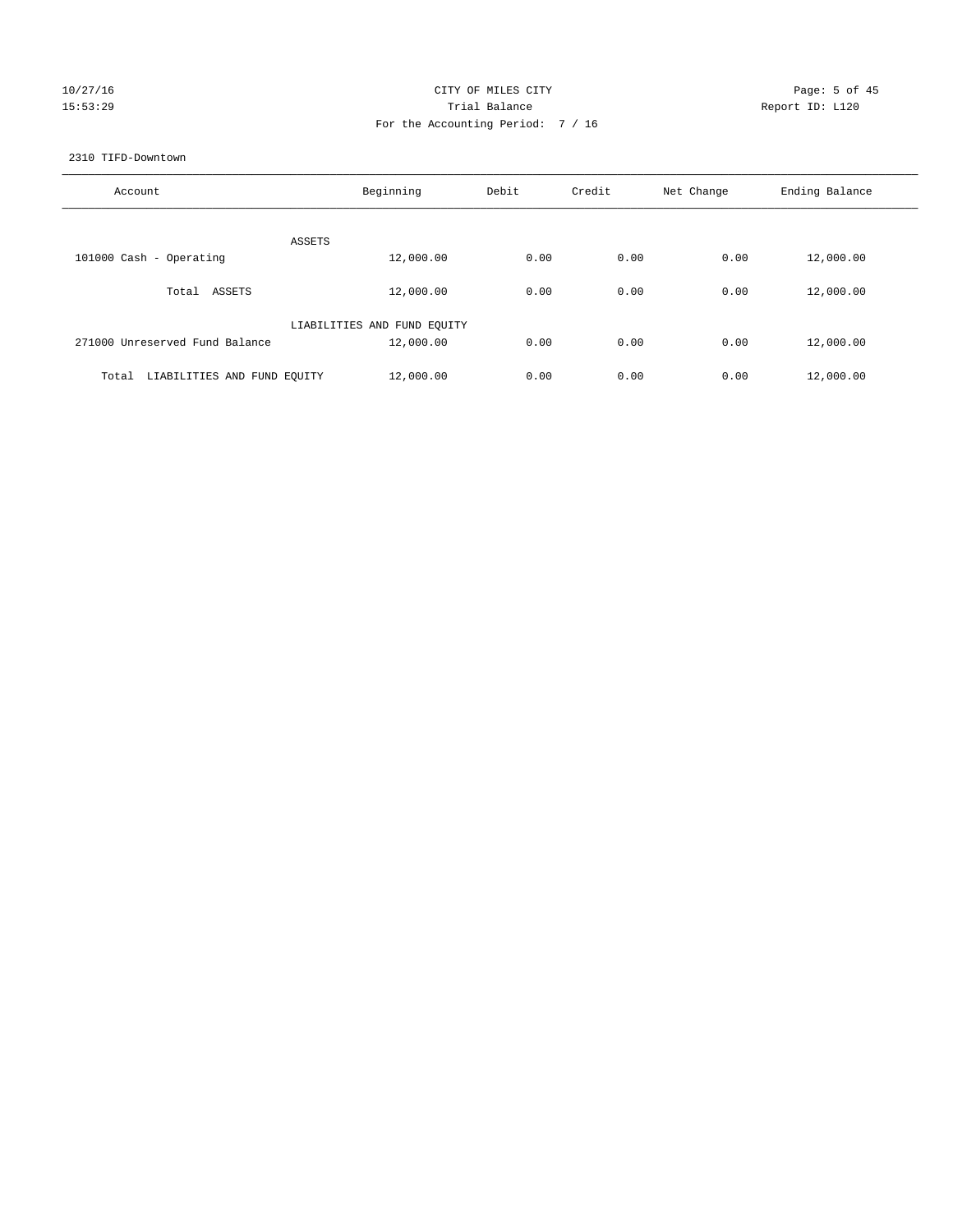CITY OF MILES CITY
Trial Balance
For the Accounting Period: 7 / 16

Report ID: L120

2310 TIFD-Downtown

| Account | Beginning | Debit | Credit | Net Change | Ending Balance |
|---|---|---|---|---|---|
| ASSETS | | | | | |
| 101000 Cash - Operating | 12,000.00 | 0.00 | 0.00 | 0.00 | 12,000.00 |
| Total ASSETS | 12,000.00 | 0.00 | 0.00 | 0.00 | 12,000.00 |
| LIABILITIES AND FUND EQUITY | | | | | |
| 271000 Unreserved Fund Balance | 12,000.00 | 0.00 | 0.00 | 0.00 | 12,000.00 |
| Total LIABILITIES AND FUND EQUITY | 12,000.00 | 0.00 | 0.00 | 0.00 | 12,000.00 |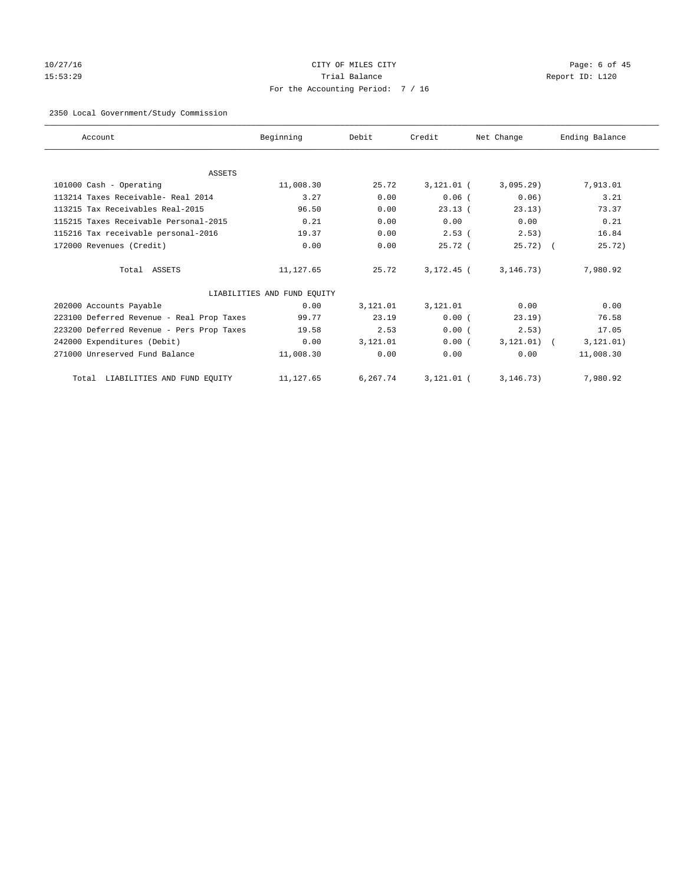CITY OF MILES CITY
Trial Balance
For the Accounting Period: 7 / 16

2350 Local Government/Study Commission

| Account | Beginning | Debit | Credit | Net Change | Ending Balance |
|---|---|---|---|---|---|
| ASSETS | | | | | |
| 101000 Cash - Operating | 11,008.30 | 25.72 | 3,121.01 | (3,095.29) | 7,913.01 |
| 113214 Taxes Receivable- Real 2014 | 3.27 | 0.00 | 0.06 | (0.06) | 3.21 |
| 113215 Tax Receivables Real-2015 | 96.50 | 0.00 | 23.13 | (23.13) | 73.37 |
| 115215 Taxes Receivable Personal-2015 | 0.21 | 0.00 | 0.00 | 0.00 | 0.21 |
| 115216 Tax receivable personal-2016 | 19.37 | 0.00 | 2.53 | (2.53) | 16.84 |
| 172000 Revenues (Credit) | 0.00 | 0.00 | 25.72 | (25.72) | (25.72) |
| Total ASSETS | 11,127.65 | 25.72 | 3,172.45 | (3,146.73) | 7,980.92 |
| LIABILITIES AND FUND EQUITY | | | | | |
| 202000 Accounts Payable | 0.00 | 3,121.01 | 3,121.01 | 0.00 | 0.00 |
| 223100 Deferred Revenue - Real Prop Taxes | 99.77 | 23.19 | 0.00 | (23.19) | 76.58 |
| 223200 Deferred Revenue - Pers Prop Taxes | 19.58 | 2.53 | 0.00 | (2.53) | 17.05 |
| 242000 Expenditures (Debit) | 0.00 | 3,121.01 | 0.00 | (3,121.01) | (3,121.01) |
| 271000 Unreserved Fund Balance | 11,008.30 | 0.00 | 0.00 | 0.00 | 11,008.30 |
| Total LIABILITIES AND FUND EQUITY | 11,127.65 | 6,267.74 | 3,121.01 | (3,146.73) | 7,980.92 |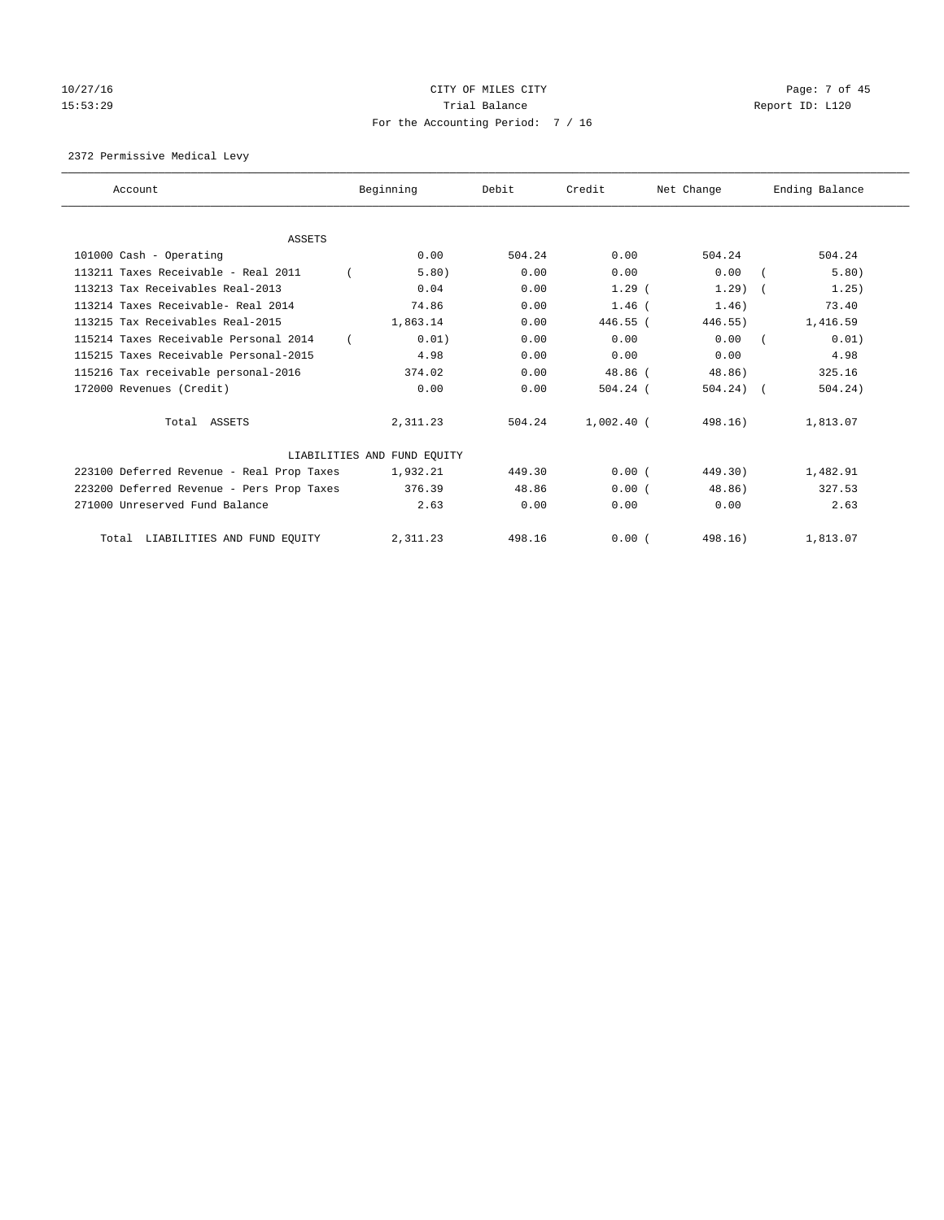CITY OF MILES CITY

Trial Balance

For the Accounting Period: 7 / 16

10/27/16
15:53:29

Report ID: L120

2372 Permissive Medical Levy

| Account | Beginning | Debit | Credit | Net Change | Ending Balance |
|---|---|---|---|---|---|
| ASSETS | | | | | |
| 101000 Cash - Operating | 0.00 | 504.24 | 0.00 | 504.24 | 504.24 |
| 113211 Taxes Receivable - Real 2011 | ( 5.80) | 0.00 | 0.00 | 0.00 | ( 5.80) |
| 113213 Tax Receivables Real-2013 | 0.04 | 0.00 | 1.29 | ( 1.29) | ( 1.25) |
| 113214 Taxes Receivable- Real 2014 | 74.86 | 0.00 | 1.46 | ( 1.46) | 73.40 |
| 113215 Tax Receivables Real-2015 | 1,863.14 | 0.00 | 446.55 | ( 446.55) | 1,416.59 |
| 115214 Taxes Receivable Personal 2014 | ( 0.01) | 0.00 | 0.00 | 0.00 | ( 0.01) |
| 115215 Taxes Receivable Personal-2015 | 4.98 | 0.00 | 0.00 | 0.00 | 4.98 |
| 115216 Tax receivable personal-2016 | 374.02 | 0.00 | 48.86 | ( 48.86) | 325.16 |
| 172000 Revenues (Credit) | 0.00 | 0.00 | 504.24 | ( 504.24) | ( 504.24) |
| Total ASSETS | 2,311.23 | 504.24 | 1,002.40 | ( 498.16) | 1,813.07 |
| LIABILITIES AND FUND EQUITY | | | | | |
| 223100 Deferred Revenue - Real Prop Taxes | 1,932.21 | 449.30 | 0.00 | ( 449.30) | 1,482.91 |
| 223200 Deferred Revenue - Pers Prop Taxes | 376.39 | 48.86 | 0.00 | ( 48.86) | 327.53 |
| 271000 Unreserved Fund Balance | 2.63 | 0.00 | 0.00 | 0.00 | 2.63 |
| Total LIABILITIES AND FUND EQUITY | 2,311.23 | 498.16 | 0.00 | ( 498.16) | 1,813.07 |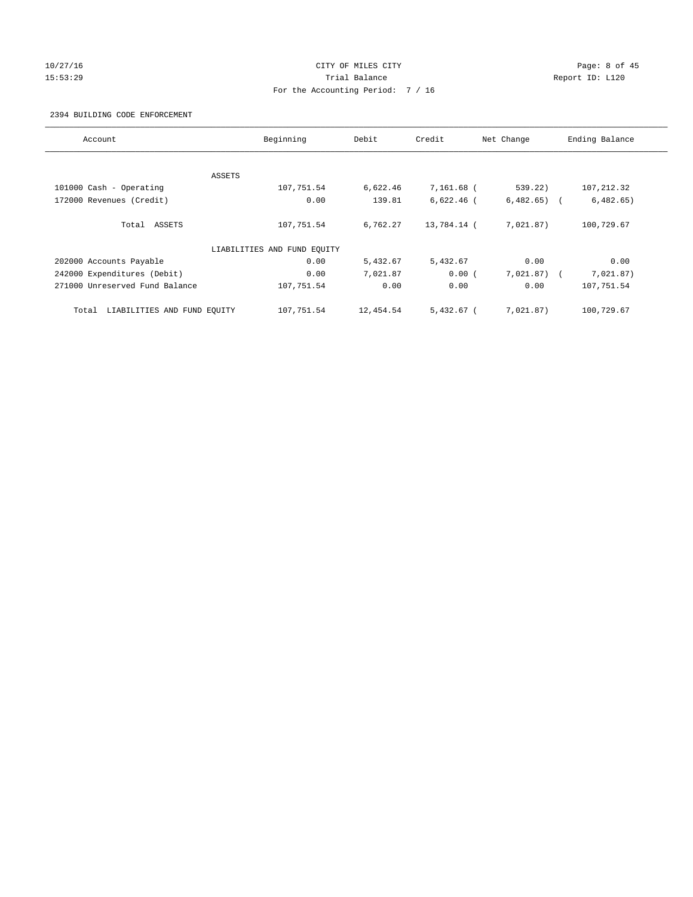CITY OF MILES CITY

Trial Balance

For the Accounting Period: 7 / 16

10/27/16 15:53:29 Report ID: L120

2394 BUILDING CODE ENFORCEMENT

| Account | Beginning | Debit | Credit | Net Change | Ending Balance |
|---|---|---|---|---|---|
| ASSETS | | | | | |
| 101000 Cash - Operating | 107,751.54 | 6,622.46 | 7,161.68 | ( 539.22) | 107,212.32 |
| 172000 Revenues (Credit) | 0.00 | 139.81 | 6,622.46 | ( 6,482.65) | ( 6,482.65) |
| Total ASSETS | 107,751.54 | 6,762.27 | 13,784.14 | ( 7,021.87) | 100,729.67 |
| LIABILITIES AND FUND EQUITY | | | | | |
| 202000 Accounts Payable | 0.00 | 5,432.67 | 5,432.67 | 0.00 | 0.00 |
| 242000 Expenditures (Debit) | 0.00 | 7,021.87 | 0.00 | ( 7,021.87) | ( 7,021.87) |
| 271000 Unreserved Fund Balance | 107,751.54 | 0.00 | 0.00 | 0.00 | 107,751.54 |
| Total LIABILITIES AND FUND EQUITY | 107,751.54 | 12,454.54 | 5,432.67 | ( 7,021.87) | 100,729.67 |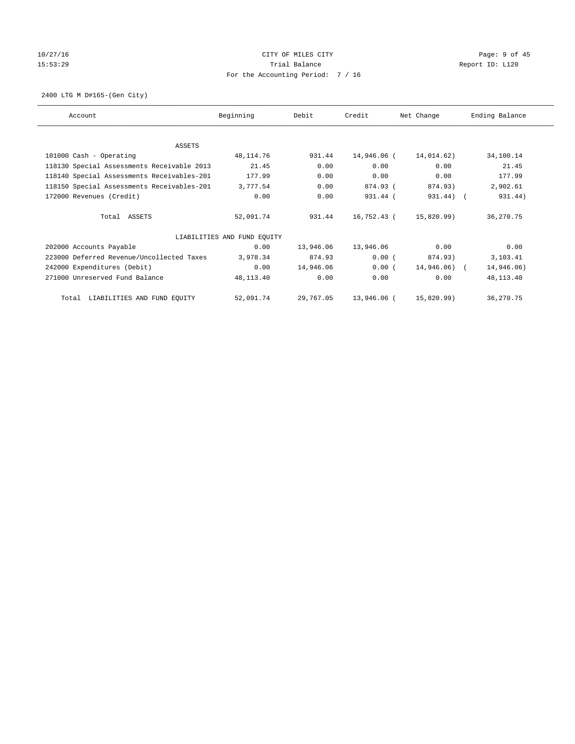CITY OF MILES CITY

Trial Balance

For the Accounting Period: 7 / 16

2400 LTG M D#165-(Gen City)

| Account | Beginning | Debit | Credit | Net Change | Ending Balance |
|---|---|---|---|---|---|
| ASSETS | | | | | |
| 101000 Cash - Operating | 48,114.76 | 931.44 | 14,946.06 | (14,014.62) | 34,100.14 |
| 118130 Special Assessments Receivable 2013 | 21.45 | 0.00 | 0.00 | 0.00 | 21.45 |
| 118140 Special Assessments Receivables-201 | 177.99 | 0.00 | 0.00 | 0.00 | 177.99 |
| 118150 Special Assessments Receivables-201 | 3,777.54 | 0.00 | 874.93 | (874.93) | 2,902.61 |
| 172000 Revenues (Credit) | 0.00 | 0.00 | 931.44 | (931.44) | (931.44) |
| Total ASSETS | 52,091.74 | 931.44 | 16,752.43 | (15,820.99) | 36,270.75 |
| LIABILITIES AND FUND EQUITY | | | | | |
| 202000 Accounts Payable | 0.00 | 13,946.06 | 13,946.06 | 0.00 | 0.00 |
| 223000 Deferred Revenue/Uncollected Taxes | 3,978.34 | 874.93 | 0.00 | (874.93) | 3,103.41 |
| 242000 Expenditures (Debit) | 0.00 | 14,946.06 | 0.00 | (14,946.06) | (14,946.06) |
| 271000 Unreserved Fund Balance | 48,113.40 | 0.00 | 0.00 | 0.00 | 48,113.40 |
| Total LIABILITIES AND FUND EQUITY | 52,091.74 | 29,767.05 | 13,946.06 | (15,820.99) | 36,270.75 |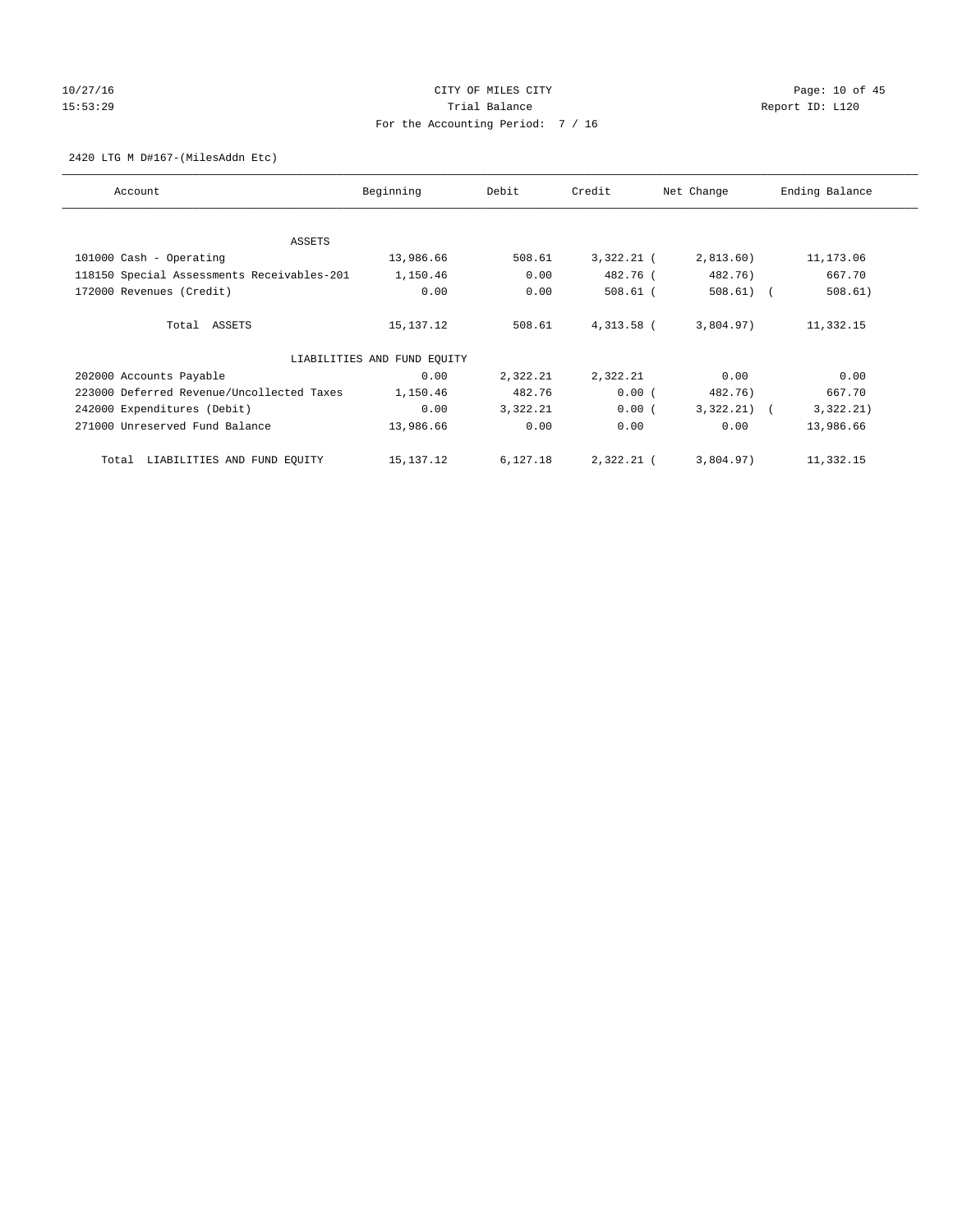CITY OF MILES CITY
Trial Balance
For the Accounting Period: 7 / 16

10/27/16
15:53:29

Report ID: L120

2420 LTG M D#167-(MilesAddn Etc)

| Account | Beginning | Debit | Credit | Net Change | Ending Balance |
|---|---|---|---|---|---|
| ASSETS | | | | | |
| 101000 Cash - Operating | 13,986.66 | 508.61 | 3,322.21 | (2,813.60) | 11,173.06 |
| 118150 Special Assessments Receivables-201 | 1,150.46 | 0.00 | 482.76 | (482.76) | 667.70 |
| 172000 Revenues (Credit) | 0.00 | 0.00 | 508.61 | (508.61) | (508.61) |
| Total ASSETS | 15,137.12 | 508.61 | 4,313.58 | (3,804.97) | 11,332.15 |
| LIABILITIES AND FUND EQUITY | | | | | |
| 202000 Accounts Payable | 0.00 | 2,322.21 | 2,322.21 | 0.00 | 0.00 |
| 223000 Deferred Revenue/Uncollected Taxes | 1,150.46 | 482.76 | 0.00 | (482.76) | 667.70 |
| 242000 Expenditures (Debit) | 0.00 | 3,322.21 | 0.00 | (3,322.21) | (3,322.21) |
| 271000 Unreserved Fund Balance | 13,986.66 | 0.00 | 0.00 | 0.00 | 13,986.66 |
| Total LIABILITIES AND FUND EQUITY | 15,137.12 | 6,127.18 | 2,322.21 | (3,804.97) | 11,332.15 |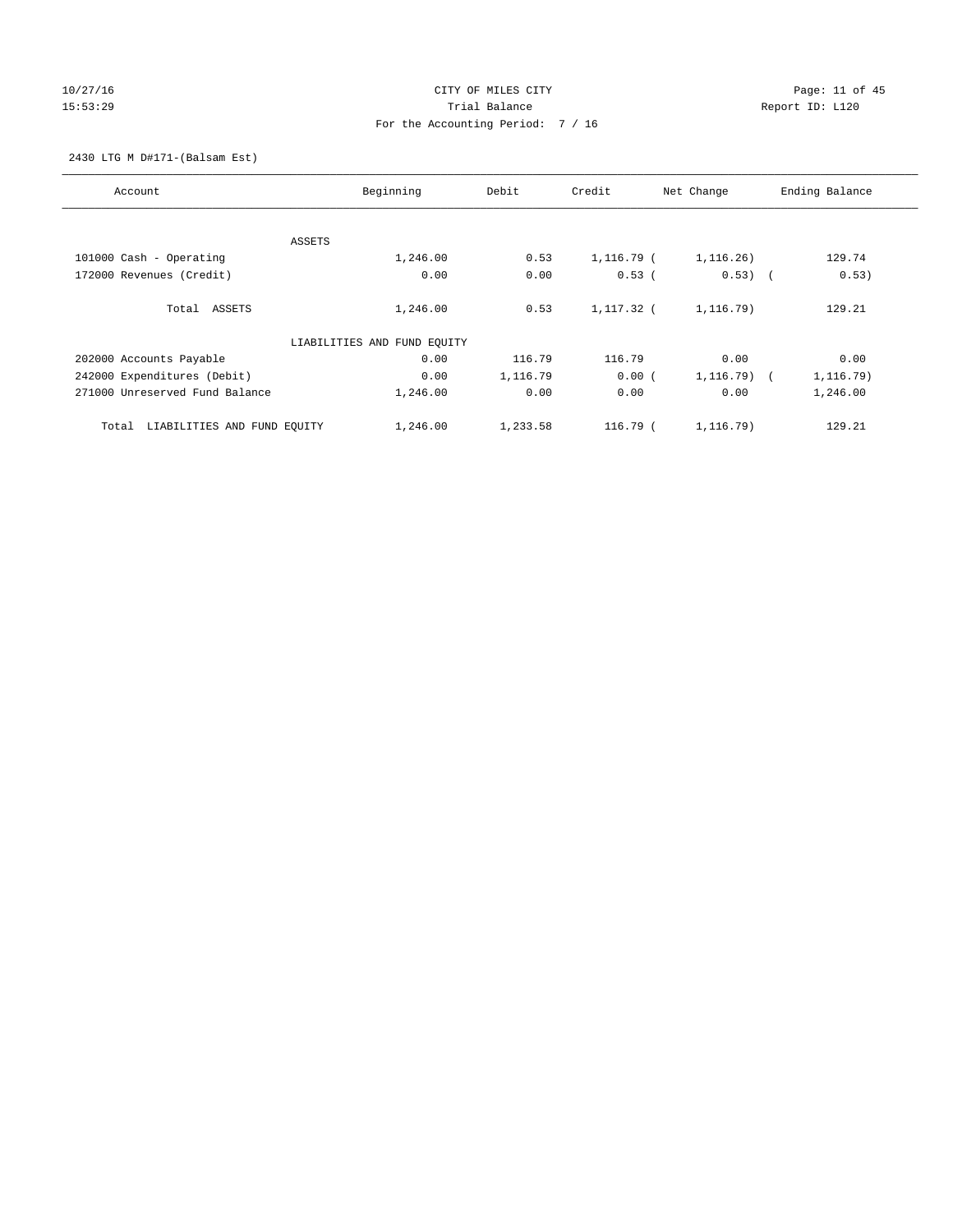CITY OF MILES CITY
Trial Balance
For the Accounting Period: 7 / 16

10/27/16
15:53:29

Report ID: L120

2430 LTG M D#171-(Balsam Est)

| Account | Beginning | Debit | Credit | Net Change | Ending Balance |
|---|---|---|---|---|---|
| ASSETS | | | | | |
| 101000 Cash - Operating | 1,246.00 | 0.53 | 1,116.79 | (1,116.26) | 129.74 |
| 172000 Revenues (Credit) | 0.00 | 0.00 | 0.53 | (0.53) | (0.53) |
| Total ASSETS | 1,246.00 | 0.53 | 1,117.32 | (1,116.79) | 129.21 |
| LIABILITIES AND FUND EQUITY | | | | | |
| 202000 Accounts Payable | 0.00 | 116.79 | 116.79 | 0.00 | 0.00 |
| 242000 Expenditures (Debit) | 0.00 | 1,116.79 | 0.00 | (1,116.79) | (1,116.79) |
| 271000 Unreserved Fund Balance | 1,246.00 | 0.00 | 0.00 | 0.00 | 1,246.00 |
| Total LIABILITIES AND FUND EQUITY | 1,246.00 | 1,233.58 | 116.79 | (1,116.79) | 129.21 |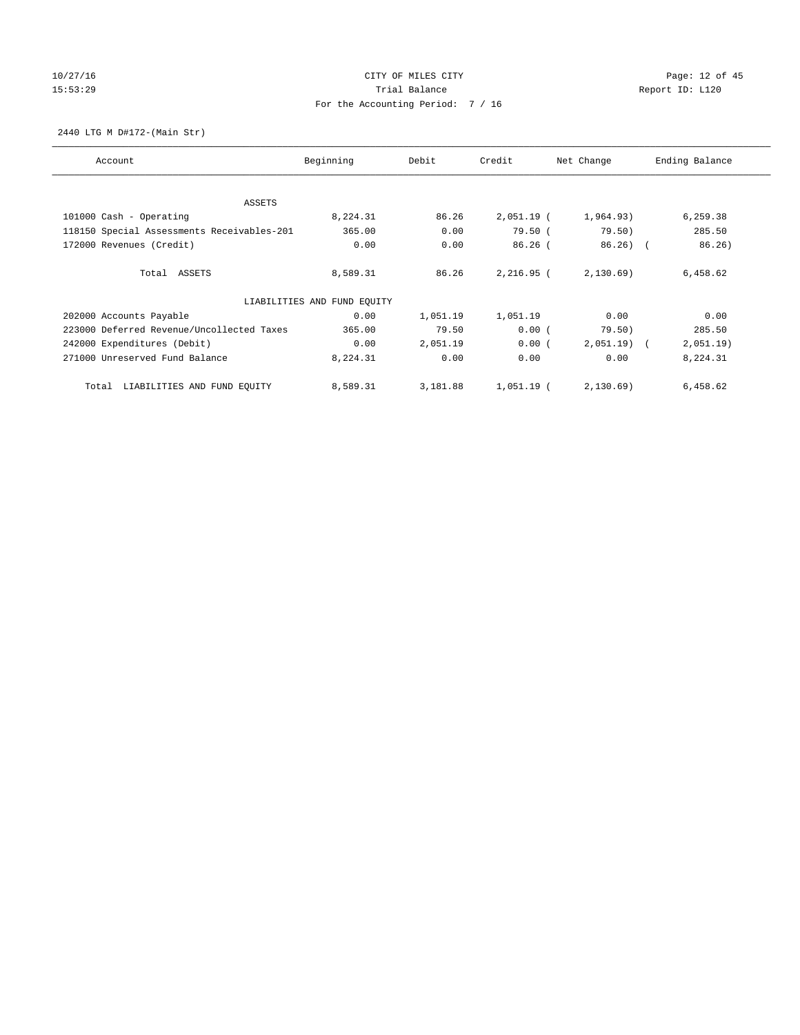CITY OF MILES CITY
Trial Balance
For the Accounting Period: 7 / 16

10/27/16
15:53:29

Report ID: L120

2440 LTG M D#172-(Main Str)

| Account | Beginning | Debit | Credit | Net Change | Ending Balance |
|---|---|---|---|---|---|
| ASSETS | | | | | |
| 101000 Cash - Operating | 8,224.31 | 86.26 | 2,051.19 | (1,964.93) | 6,259.38 |
| 118150 Special Assessments Receivables-201 | 365.00 | 0.00 | 79.50 | (79.50) | 285.50 |
| 172000 Revenues (Credit) | 0.00 | 0.00 | 86.26 | (86.26) | (86.26) |
| Total ASSETS | 8,589.31 | 86.26 | 2,216.95 | (2,130.69) | 6,458.62 |
| LIABILITIES AND FUND EQUITY | | | | | |
| 202000 Accounts Payable | 0.00 | 1,051.19 | 1,051.19 | 0.00 | 0.00 |
| 223000 Deferred Revenue/Uncollected Taxes | 365.00 | 79.50 | 0.00 | (79.50) | 285.50 |
| 242000 Expenditures (Debit) | 0.00 | 2,051.19 | 0.00 | (2,051.19) | (2,051.19) |
| 271000 Unreserved Fund Balance | 8,224.31 | 0.00 | 0.00 | 0.00 | 8,224.31 |
| Total LIABILITIES AND FUND EQUITY | 8,589.31 | 3,181.88 | 1,051.19 | (2,130.69) | 6,458.62 |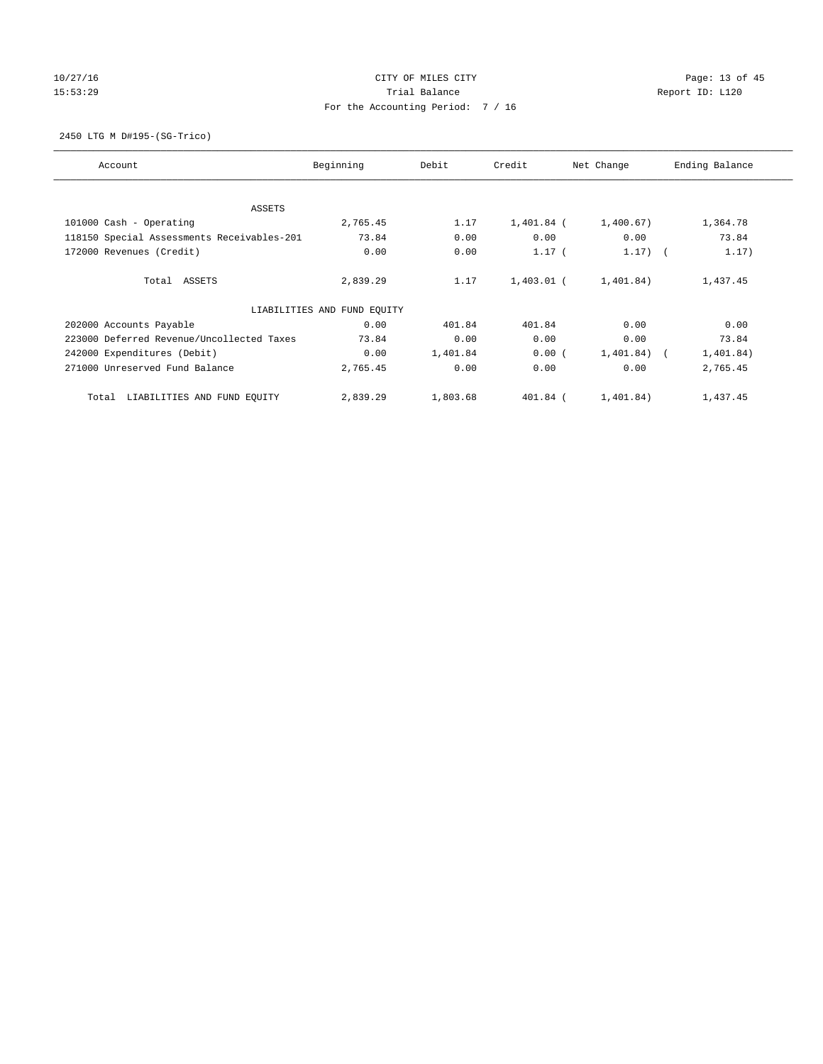CITY OF MILES CITY

Trial Balance

For the Accounting Period: 7 / 16

2450 LTG M D#195-(SG-Trico)

| Account | Beginning | Debit | Credit | Net Change | Ending Balance |
|---|---|---|---|---|---|
| ASSETS | | | | | |
| 101000 Cash - Operating | 2,765.45 | 1.17 | 1,401.84 | (1,400.67) | 1,364.78 |
| 118150 Special Assessments Receivables-201 | 73.84 | 0.00 | 0.00 | 0.00 | 73.84 |
| 172000 Revenues (Credit) | 0.00 | 0.00 | 1.17 | (1.17) | (1.17) |
| Total ASSETS | 2,839.29 | 1.17 | 1,403.01 | (1,401.84) | 1,437.45 |
| LIABILITIES AND FUND EQUITY | | | | | |
| 202000 Accounts Payable | 0.00 | 401.84 | 401.84 | 0.00 | 0.00 |
| 223000 Deferred Revenue/Uncollected Taxes | 73.84 | 0.00 | 0.00 | 0.00 | 73.84 |
| 242000 Expenditures (Debit) | 0.00 | 1,401.84 | 0.00 | (1,401.84) | (1,401.84) |
| 271000 Unreserved Fund Balance | 2,765.45 | 0.00 | 0.00 | 0.00 | 2,765.45 |
| Total LIABILITIES AND FUND EQUITY | 2,839.29 | 1,803.68 | 401.84 | (1,401.84) | 1,437.45 |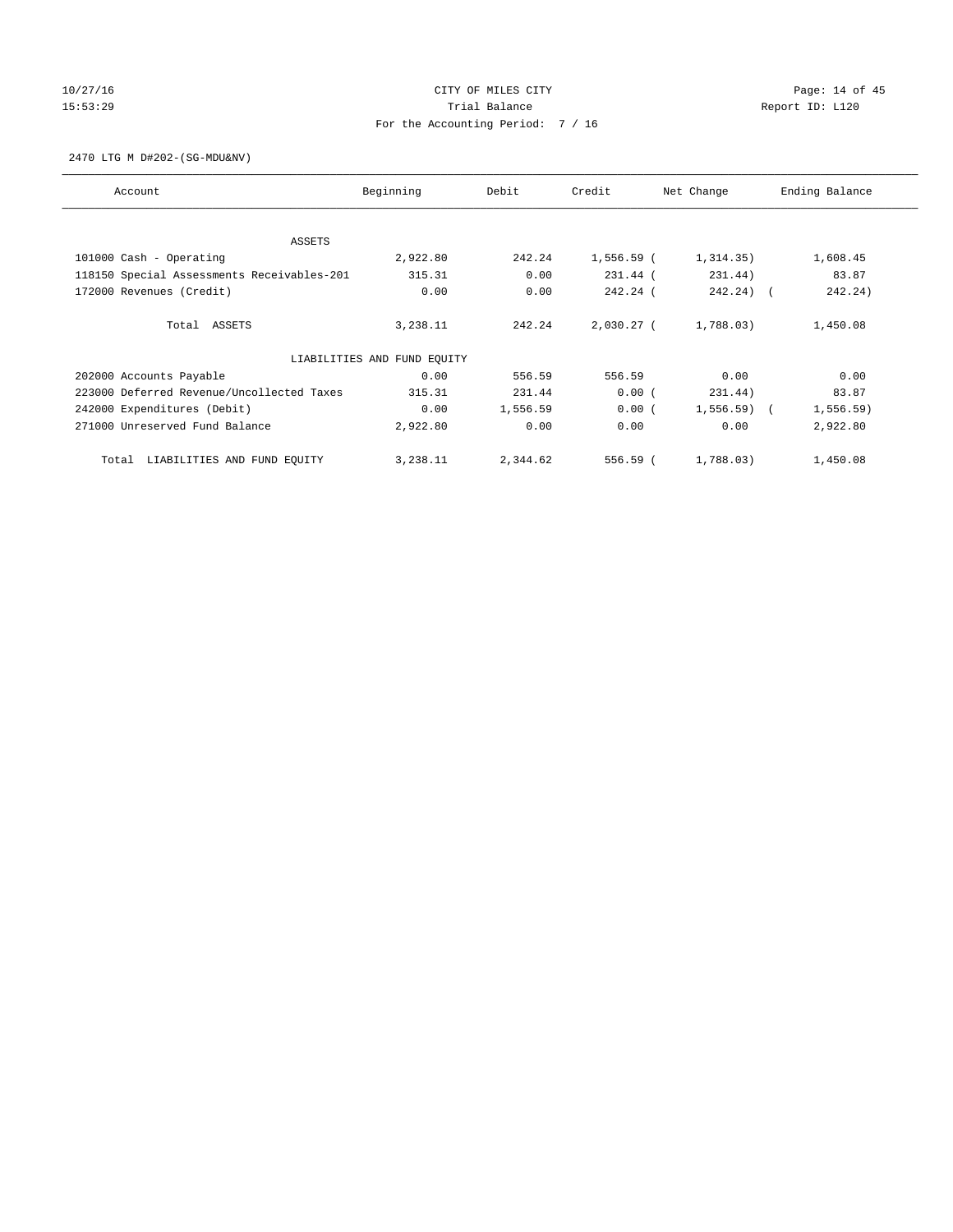CITY OF MILES CITY

Trial Balance

For the Accounting Period: 7 / 16

2470 LTG M D#202-(SG-MDU&NV)

| Account | Beginning | Debit | Credit | Net Change | Ending Balance |
|---|---|---|---|---|---|
| ASSETS | | | | | |
| 101000 Cash - Operating | 2,922.80 | 242.24 | 1,556.59 | ( 1,314.35) | 1,608.45 |
| 118150 Special Assessments Receivables-201 | 315.31 | 0.00 | 231.44 | ( 231.44) | 83.87 |
| 172000 Revenues (Credit) | 0.00 | 0.00 | 242.24 | ( 242.24) | ( 242.24) |
| Total ASSETS | 3,238.11 | 242.24 | 2,030.27 | ( 1,788.03) | 1,450.08 |
| LIABILITIES AND FUND EQUITY | | | | | |
| 202000 Accounts Payable | 0.00 | 556.59 | 556.59 | 0.00 | 0.00 |
| 223000 Deferred Revenue/Uncollected Taxes | 315.31 | 231.44 | 0.00 | ( 231.44) | 83.87 |
| 242000 Expenditures (Debit) | 0.00 | 1,556.59 | 0.00 | ( 1,556.59) | ( 1,556.59) |
| 271000 Unreserved Fund Balance | 2,922.80 | 0.00 | 0.00 | 0.00 | 2,922.80 |
| Total LIABILITIES AND FUND EQUITY | 3,238.11 | 2,344.62 | 556.59 | ( 1,788.03) | 1,450.08 |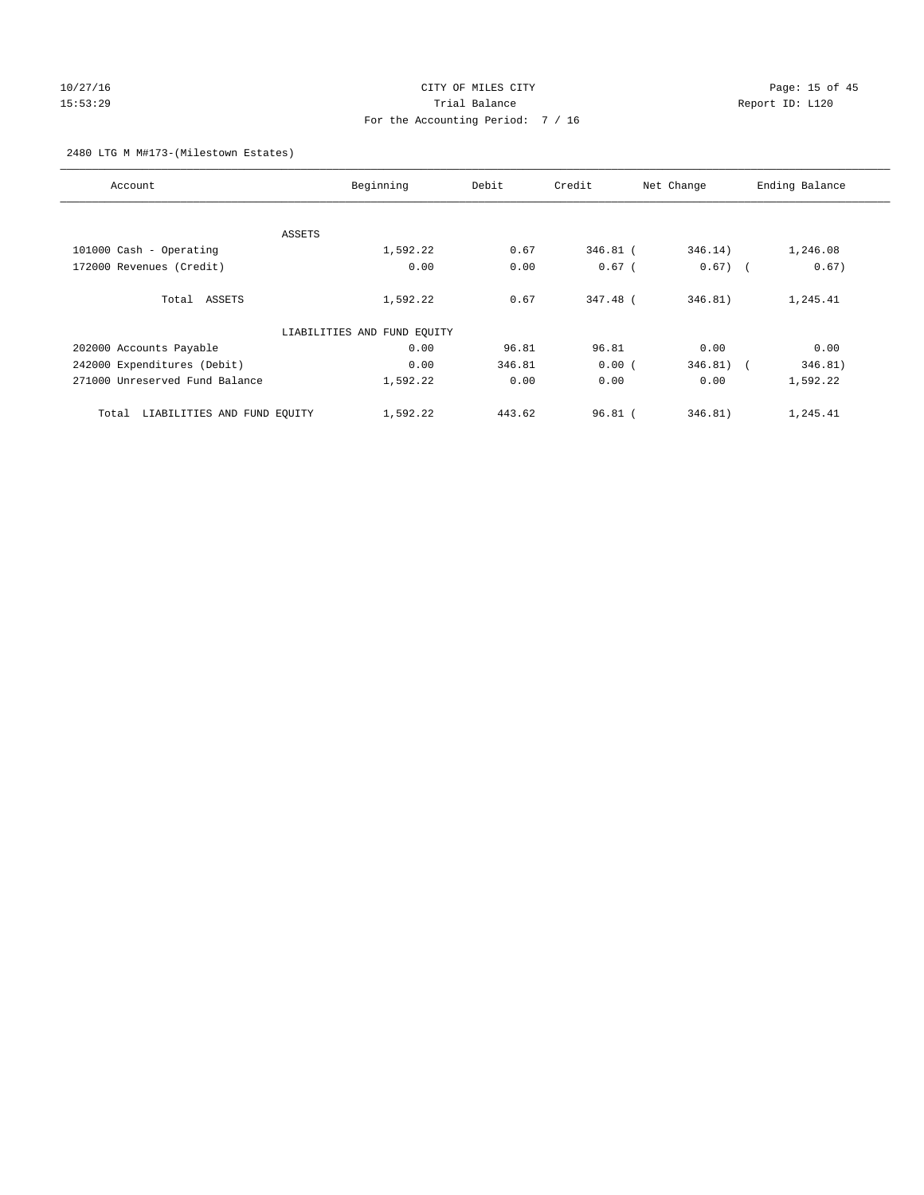CITY OF MILES CITY
Trial Balance
For the Accounting Period: 7 / 16

2480 LTG M M#173-(Milestown Estates)

| Account | Beginning | Debit | Credit | Net Change | Ending Balance |
|---|---|---|---|---|---|
| ASSETS | | | | | |
| 101000 Cash - Operating | 1,592.22 | 0.67 | 346.81 | ( 346.14) | 1,246.08 |
| 172000 Revenues (Credit) | 0.00 | 0.00 | 0.67 | ( 0.67) | ( 0.67) |
| Total ASSETS | 1,592.22 | 0.67 | 347.48 | ( 346.81) | 1,245.41 |
| LIABILITIES AND FUND EQUITY | | | | | |
| 202000 Accounts Payable | 0.00 | 96.81 | 96.81 | 0.00 | 0.00 |
| 242000 Expenditures (Debit) | 0.00 | 346.81 | 0.00 | ( 346.81) | ( 346.81) |
| 271000 Unreserved Fund Balance | 1,592.22 | 0.00 | 0.00 | 0.00 | 1,592.22 |
| Total LIABILITIES AND FUND EQUITY | 1,592.22 | 443.62 | 96.81 | ( 346.81) | 1,245.41 |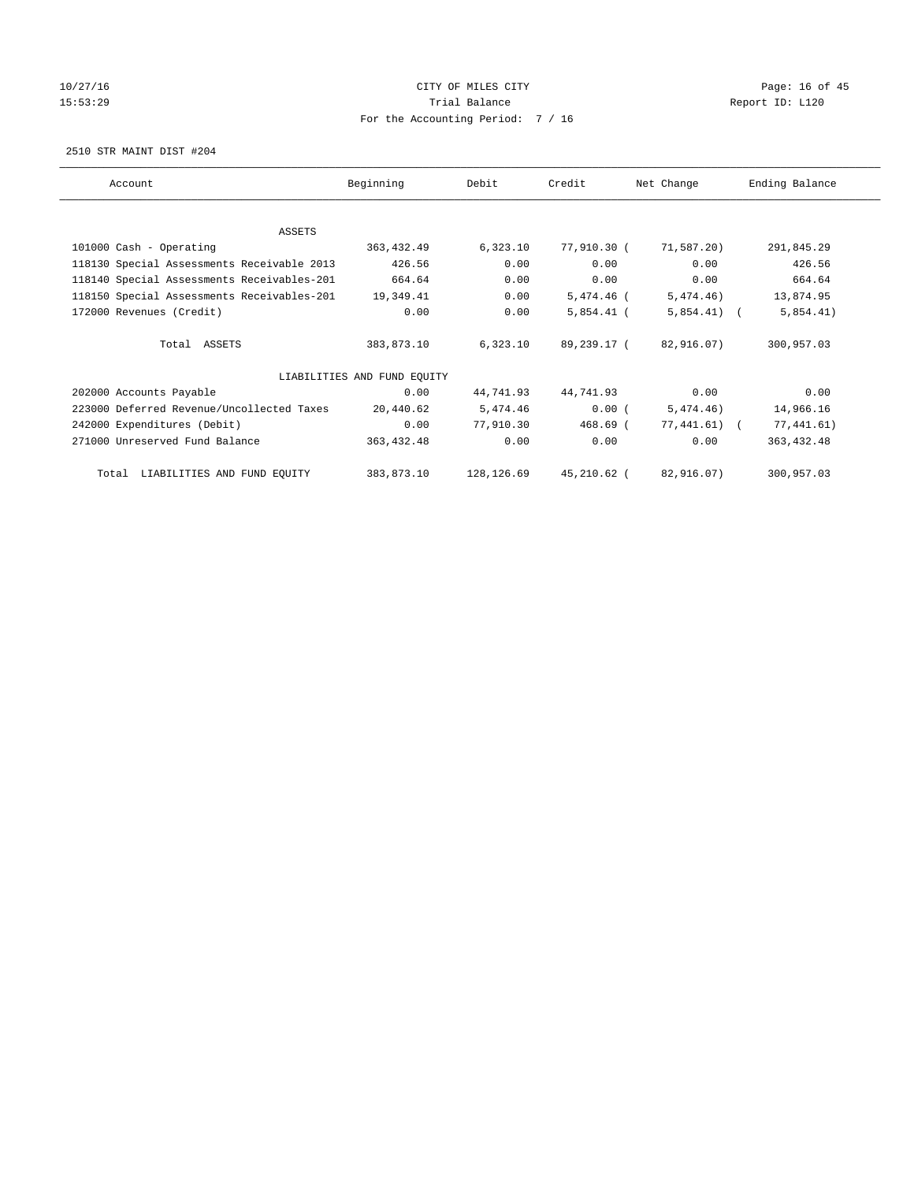CITY OF MILES CITY
Trial Balance
For the Accounting Period: 7 / 16

2510 STR MAINT DIST #204

| Account | Beginning | Debit | Credit | Net Change | Ending Balance |
|---|---|---|---|---|---|
| ASSETS | | | | | |
| 101000 Cash - Operating | 363,432.49 | 6,323.10 | 77,910.30 | ( 71,587.20) | 291,845.29 |
| 118130 Special Assessments Receivable 2013 | 426.56 | 0.00 | 0.00 | 0.00 | 426.56 |
| 118140 Special Assessments Receivables-201 | 664.64 | 0.00 | 0.00 | 0.00 | 664.64 |
| 118150 Special Assessments Receivables-201 | 19,349.41 | 0.00 | 5,474.46 | ( 5,474.46) | 13,874.95 |
| 172000 Revenues (Credit) | 0.00 | 0.00 | 5,854.41 | ( 5,854.41) | ( 5,854.41) |
| Total ASSETS | 383,873.10 | 6,323.10 | 89,239.17 | ( 82,916.07) | 300,957.03 |
| LIABILITIES AND FUND EQUITY | | | | | |
| 202000 Accounts Payable | 0.00 | 44,741.93 | 44,741.93 | 0.00 | 0.00 |
| 223000 Deferred Revenue/Uncollected Taxes | 20,440.62 | 5,474.46 | 0.00 | ( 5,474.46) | 14,966.16 |
| 242000 Expenditures (Debit) | 0.00 | 77,910.30 | 468.69 | ( 77,441.61) | ( 77,441.61) |
| 271000 Unreserved Fund Balance | 363,432.48 | 0.00 | 0.00 | 0.00 | 363,432.48 |
| Total LIABILITIES AND FUND EQUITY | 383,873.10 | 128,126.69 | 45,210.62 | ( 82,916.07) | 300,957.03 |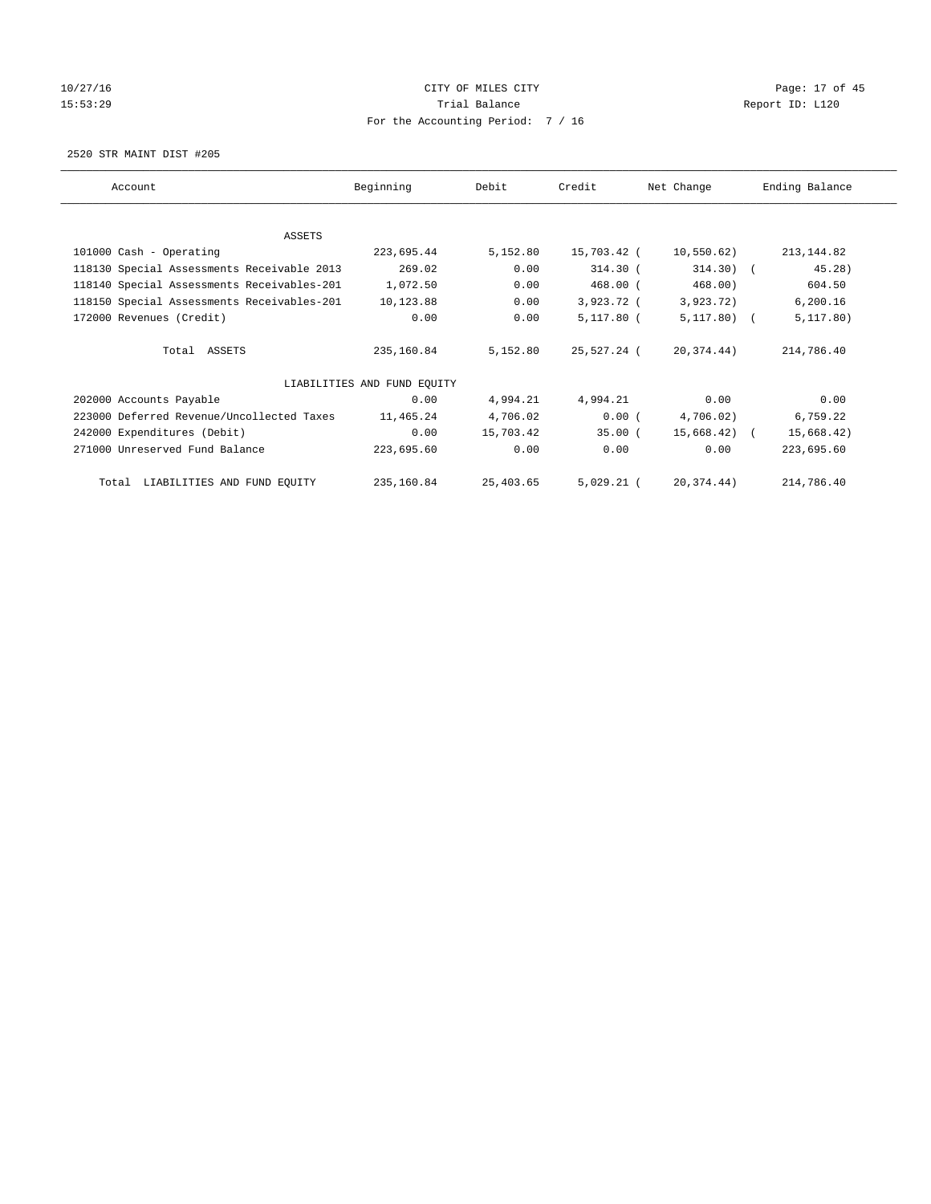CITY OF MILES CITY

Trial Balance

For the Accounting Period: 7 / 16

2520 STR MAINT DIST #205

| Account | Beginning | Debit | Credit | Net Change | Ending Balance |
|---|---|---|---|---|---|
| ASSETS | | | | | |
| 101000 Cash - Operating | 223,695.44 | 5,152.80 | 15,703.42 | ( 10,550.62) | 213,144.82 |
| 118130 Special Assessments Receivable 2013 | 269.02 | 0.00 | 314.30 | ( 314.30) | ( 45.28) |
| 118140 Special Assessments Receivables-201 | 1,072.50 | 0.00 | 468.00 | ( 468.00) | 604.50 |
| 118150 Special Assessments Receivables-201 | 10,123.88 | 0.00 | 3,923.72 | ( 3,923.72) | 6,200.16 |
| 172000 Revenues (Credit) | 0.00 | 0.00 | 5,117.80 | ( 5,117.80) | ( 5,117.80) |
| Total ASSETS | 235,160.84 | 5,152.80 | 25,527.24 | ( 20,374.44) | 214,786.40 |
| LIABILITIES AND FUND EQUITY | | | | | |
| 202000 Accounts Payable | 0.00 | 4,994.21 | 4,994.21 | 0.00 | 0.00 |
| 223000 Deferred Revenue/Uncollected Taxes | 11,465.24 | 4,706.02 | 0.00 | ( 4,706.02) | 6,759.22 |
| 242000 Expenditures (Debit) | 0.00 | 15,703.42 | 35.00 | ( 15,668.42) | ( 15,668.42) |
| 271000 Unreserved Fund Balance | 223,695.60 | 0.00 | 0.00 | 0.00 | 223,695.60 |
| Total LIABILITIES AND FUND EQUITY | 235,160.84 | 25,403.65 | 5,029.21 | ( 20,374.44) | 214,786.40 |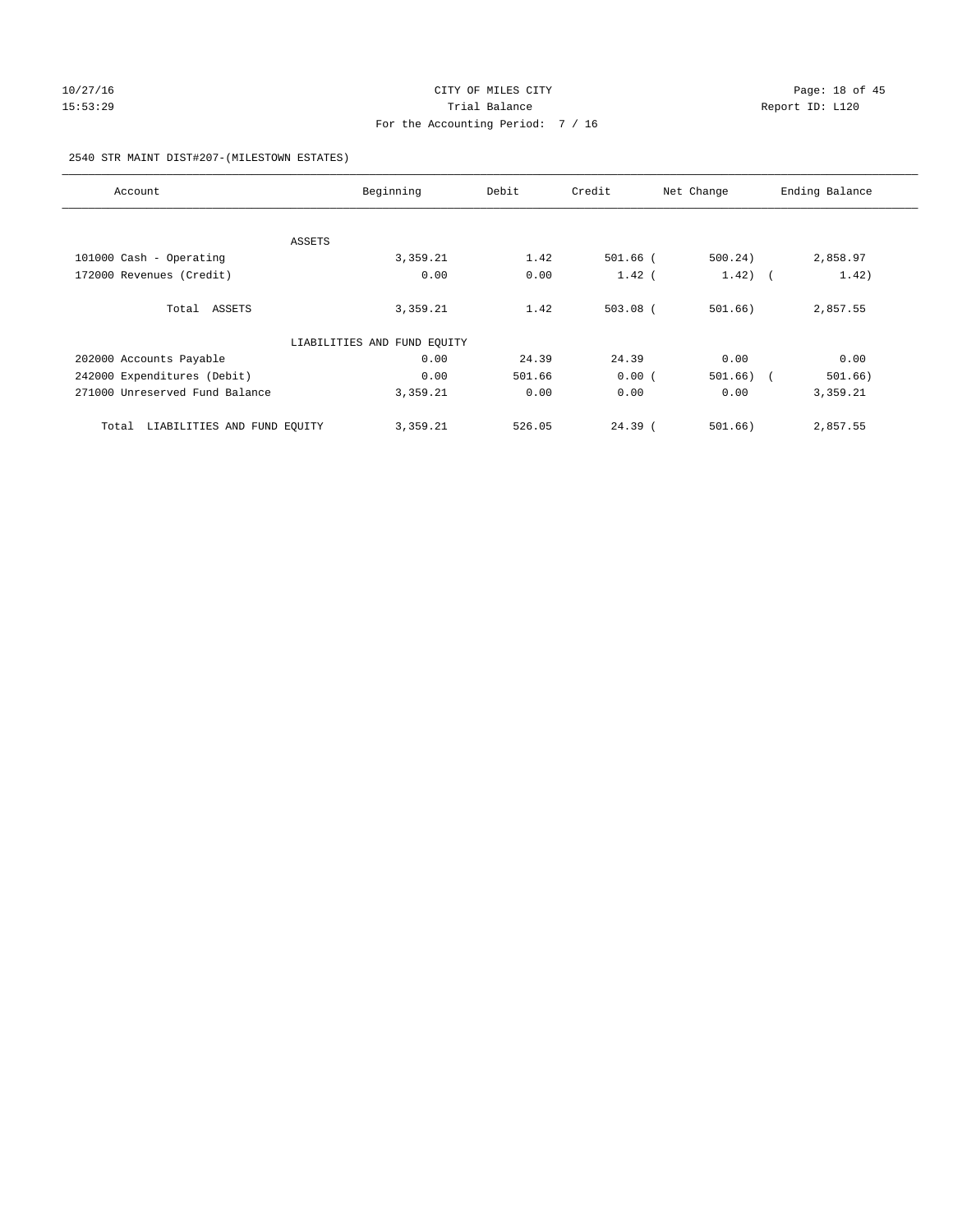CITY OF MILES CITY
Trial Balance
For the Accounting Period: 7 / 16

2540 STR MAINT DIST#207-(MILESTOWN ESTATES)

| Account | Beginning | Debit | Credit | Net Change | Ending Balance |
|---|---|---|---|---|---|
| ASSETS | | | | | |
| 101000 Cash - Operating | 3,359.21 | 1.42 | 501.66 | ( 500.24) | 2,858.97 |
| 172000 Revenues (Credit) | 0.00 | 0.00 | 1.42 | ( 1.42) | ( 1.42) |
| Total ASSETS | 3,359.21 | 1.42 | 503.08 | ( 501.66) | 2,857.55 |
| LIABILITIES AND FUND EQUITY | | | | | |
| 202000 Accounts Payable | 0.00 | 24.39 | 24.39 | 0.00 | 0.00 |
| 242000 Expenditures (Debit) | 0.00 | 501.66 | 0.00 | ( 501.66) | ( 501.66) |
| 271000 Unreserved Fund Balance | 3,359.21 | 0.00 | 0.00 | 0.00 | 3,359.21 |
| Total LIABILITIES AND FUND EQUITY | 3,359.21 | 526.05 | 24.39 | ( 501.66) | 2,857.55 |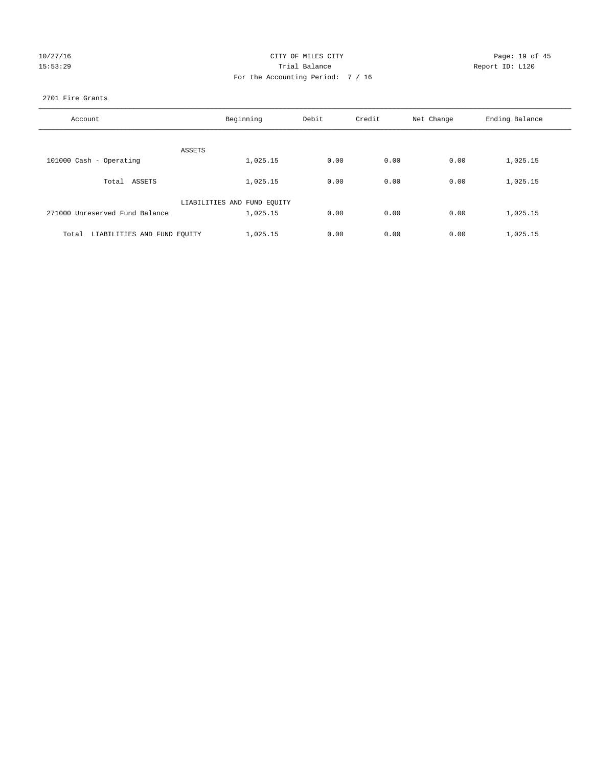CITY OF MILES CITY
Trial Balance
For the Accounting Period: 7 / 16

2701 Fire Grants

| Account | Beginning | Debit | Credit | Net Change | Ending Balance |
|---|---|---|---|---|---|
| ASSETS | | | | | |
| 101000 Cash - Operating | 1,025.15 | 0.00 | 0.00 | 0.00 | 1,025.15 |
| Total ASSETS | 1,025.15 | 0.00 | 0.00 | 0.00 | 1,025.15 |
| LIABILITIES AND FUND EQUITY | | | | | |
| 271000 Unreserved Fund Balance | 1,025.15 | 0.00 | 0.00 | 0.00 | 1,025.15 |
| Total LIABILITIES AND FUND EQUITY | 1,025.15 | 0.00 | 0.00 | 0.00 | 1,025.15 |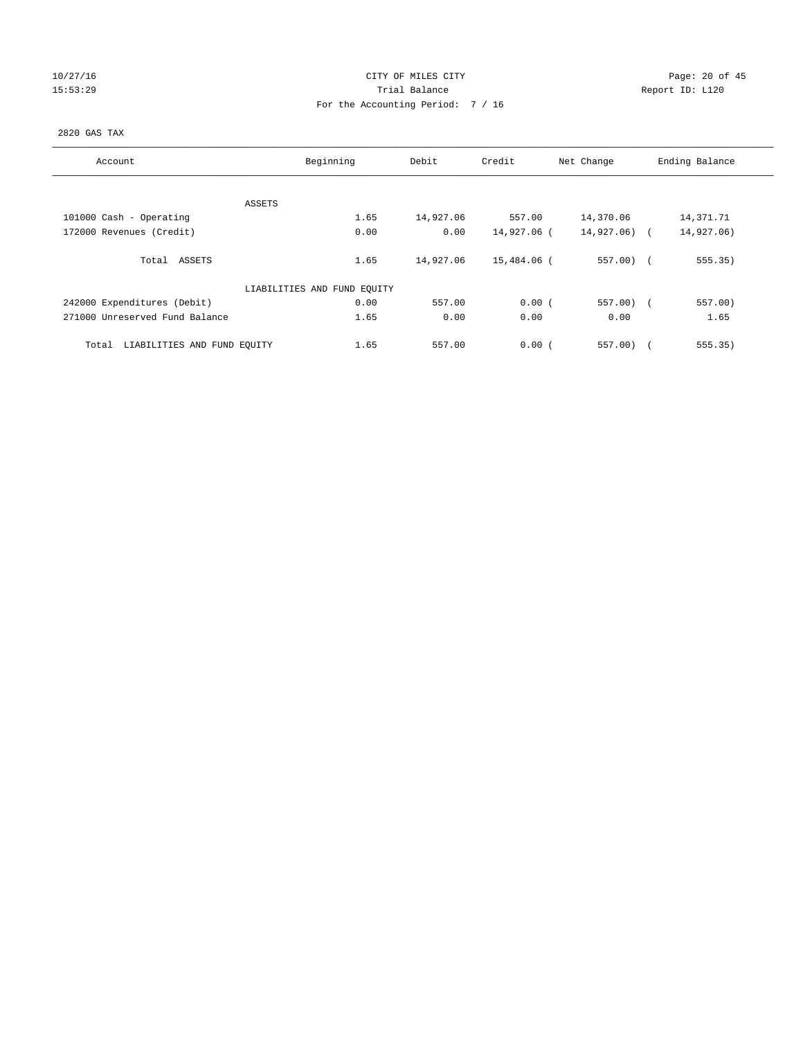CITY OF MILES CITY
Trial Balance
For the Accounting Period: 7 / 16

2820 GAS TAX

| Account | Beginning | Debit | Credit | Net Change | Ending Balance |
|---|---|---|---|---|---|
| ASSETS | | | | | |
| 101000 Cash - Operating | 1.65 | 14,927.06 | 557.00 | 14,370.06 | 14,371.71 |
| 172000 Revenues (Credit) | 0.00 | 0.00 | 14,927.06 | ( 14,927.06) | ( 14,927.06) |
| Total ASSETS | 1.65 | 14,927.06 | 15,484.06 | ( 557.00) | ( 555.35) |
| LIABILITIES AND FUND EQUITY | | | | | |
| 242000 Expenditures (Debit) | 0.00 | 557.00 | 0.00 | ( 557.00) | ( 557.00) |
| 271000 Unreserved Fund Balance | 1.65 | 0.00 | 0.00 | 0.00 | 1.65 |
| Total LIABILITIES AND FUND EQUITY | 1.65 | 557.00 | 0.00 | ( 557.00) | ( 555.35) |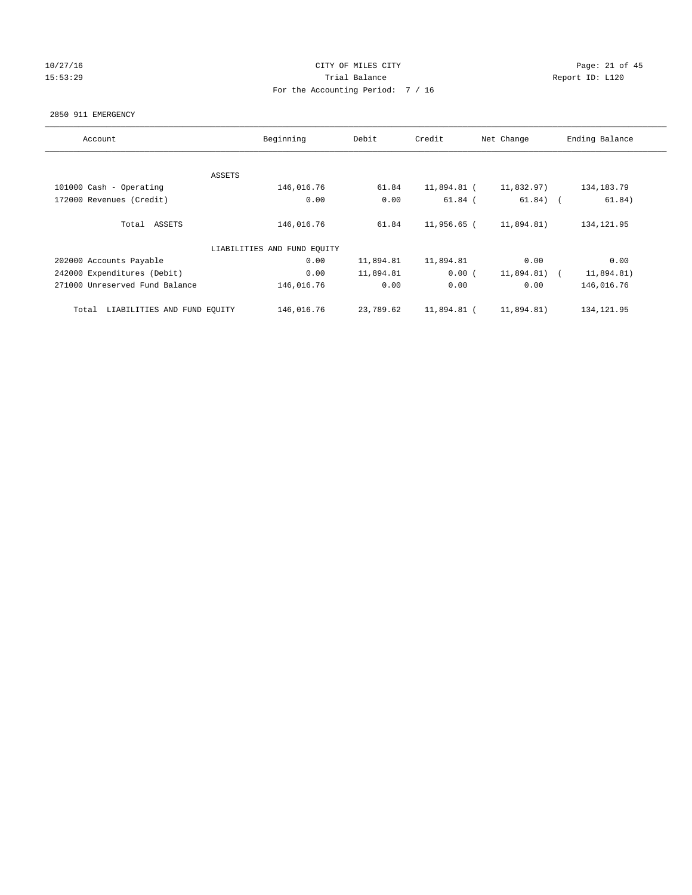CITY OF MILES CITY

Trial Balance

For the Accounting Period: 7 / 16

10/27/16 15:53:29 — Report ID: L120

2850 911 EMERGENCY

| Account | Beginning | Debit | Credit | Net Change | Ending Balance |
|---|---|---|---|---|---|
| ASSETS | | | | | |
| 101000 Cash - Operating | 146,016.76 | 61.84 | 11,894.81 | ( 11,832.97) | 134,183.79 |
| 172000 Revenues (Credit) | 0.00 | 0.00 | 61.84 | ( 61.84) | ( 61.84) |
| Total ASSETS | 146,016.76 | 61.84 | 11,956.65 | ( 11,894.81) | 134,121.95 |
| LIABILITIES AND FUND EQUITY | | | | | |
| 202000 Accounts Payable | 0.00 | 11,894.81 | 11,894.81 | 0.00 | 0.00 |
| 242000 Expenditures (Debit) | 0.00 | 11,894.81 | 0.00 | ( 11,894.81) | ( 11,894.81) |
| 271000 Unreserved Fund Balance | 146,016.76 | 0.00 | 0.00 | 0.00 | 146,016.76 |
| Total LIABILITIES AND FUND EQUITY | 146,016.76 | 23,789.62 | 11,894.81 | ( 11,894.81) | 134,121.95 |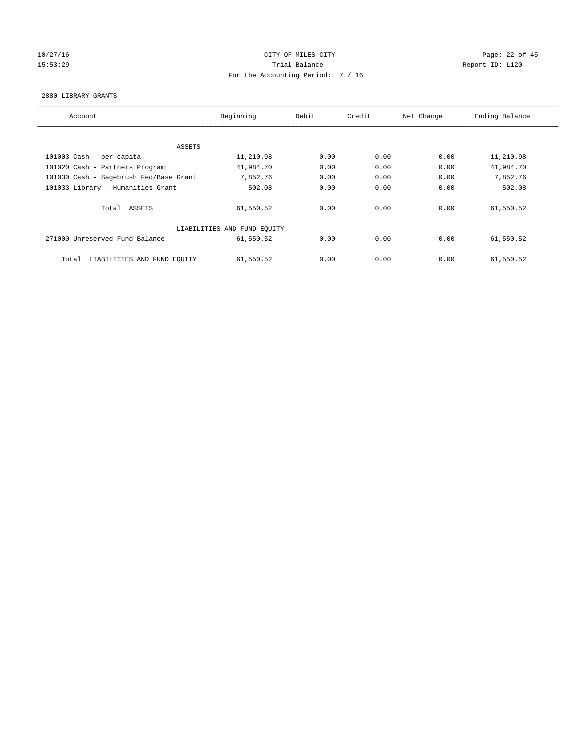CITY OF MILES CITY

Trial Balance

For the Accounting Period: 7 / 16

2880 LIBRARY GRANTS

| Account | Beginning | Debit | Credit | Net Change | Ending Balance |
|---|---|---|---|---|---|
| ASSETS | | | | | |
| 101003 Cash - per capita | 11,210.98 | 0.00 | 0.00 | 0.00 | 11,210.98 |
| 101020 Cash - Partners Program | 41,984.70 | 0.00 | 0.00 | 0.00 | 41,984.70 |
| 101030 Cash - Sagebrush Fed/Base Grant | 7,852.76 | 0.00 | 0.00 | 0.00 | 7,852.76 |
| 101033 Library - Humanities Grant | 502.08 | 0.00 | 0.00 | 0.00 | 502.08 |
| Total ASSETS | 61,550.52 | 0.00 | 0.00 | 0.00 | 61,550.52 |
| LIABILITIES AND FUND EQUITY | | | | | |
| 271000 Unreserved Fund Balance | 61,550.52 | 0.00 | 0.00 | 0.00 | 61,550.52 |
| Total LIABILITIES AND FUND EQUITY | 61,550.52 | 0.00 | 0.00 | 0.00 | 61,550.52 |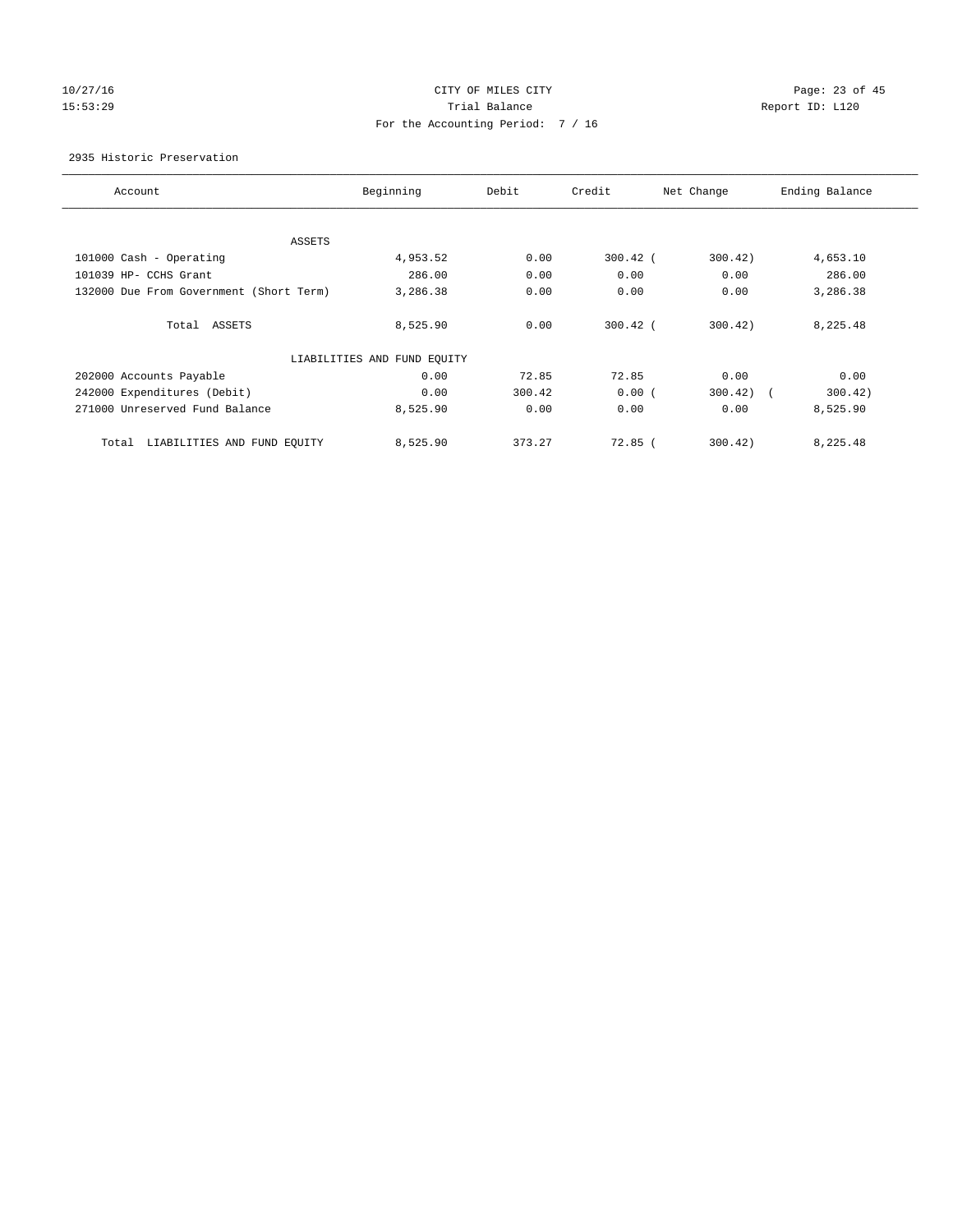CITY OF MILES CITY
Trial Balance
For the Accounting Period: 7 / 16

10/27/16
15:53:29

Report ID: L120

2935 Historic Preservation

| Account | Beginning | Debit | Credit | Net Change | Ending Balance |
|---|---|---|---|---|---|
| ASSETS | | | | | |
| 101000 Cash - Operating | 4,953.52 | 0.00 | 300.42 | (300.42) | 4,653.10 |
| 101039 HP- CCHS Grant | 286.00 | 0.00 | 0.00 | 0.00 | 286.00 |
| 132000 Due From Government (Short Term) | 3,286.38 | 0.00 | 0.00 | 0.00 | 3,286.38 |
| Total ASSETS | 8,525.90 | 0.00 | 300.42 | (300.42) | 8,225.48 |
| LIABILITIES AND FUND EQUITY | | | | | |
| 202000 Accounts Payable | 0.00 | 72.85 | 72.85 | 0.00 | 0.00 |
| 242000 Expenditures (Debit) | 0.00 | 300.42 | 0.00 | (300.42) | (300.42) |
| 271000 Unreserved Fund Balance | 8,525.90 | 0.00 | 0.00 | 0.00 | 8,525.90 |
| Total LIABILITIES AND FUND EQUITY | 8,525.90 | 373.27 | 72.85 | (300.42) | 8,225.48 |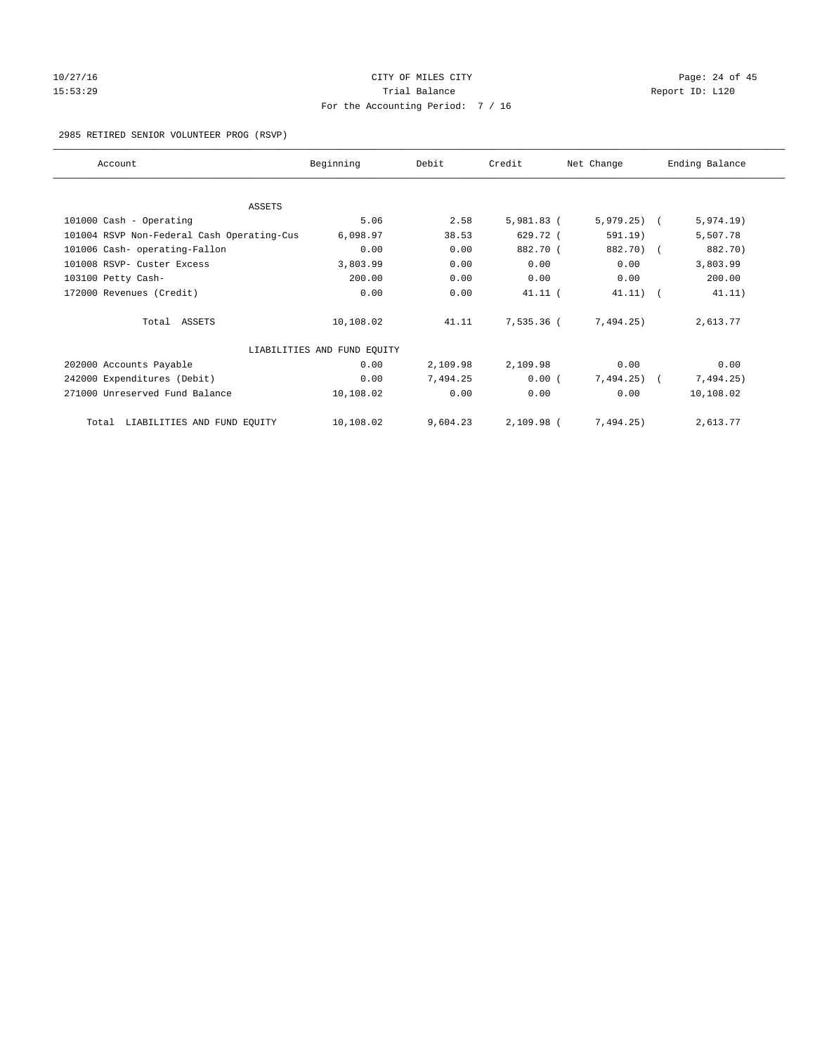CITY OF MILES CITY

Trial Balance

For the Accounting Period: 7 / 16

2985 RETIRED SENIOR VOLUNTEER PROG (RSVP)

| Account | Beginning | Debit | Credit | Net Change | Ending Balance |
|---|---|---|---|---|---|
| ASSETS | | | | | |
| 101000 Cash - Operating | 5.06 | 2.58 | 5,981.83 | (5,979.25) | (5,974.19) |
| 101004 RSVP Non-Federal Cash Operating-Cus | 6,098.97 | 38.53 | 629.72 | (591.19) | 5,507.78 |
| 101006 Cash- operating-Fallon | 0.00 | 0.00 | 882.70 | (882.70) | (882.70) |
| 101008 RSVP- Custer Excess | 3,803.99 | 0.00 | 0.00 | 0.00 | 3,803.99 |
| 103100 Petty Cash- | 200.00 | 0.00 | 0.00 | 0.00 | 200.00 |
| 172000 Revenues (Credit) | 0.00 | 0.00 | 41.11 | (41.11) | (41.11) |
| Total ASSETS | 10,108.02 | 41.11 | 7,535.36 | (7,494.25) | 2,613.77 |
| LIABILITIES AND FUND EQUITY | | | | | |
| 202000 Accounts Payable | 0.00 | 2,109.98 | 2,109.98 | 0.00 | 0.00 |
| 242000 Expenditures (Debit) | 0.00 | 7,494.25 | 0.00 | (7,494.25) | (7,494.25) |
| 271000 Unreserved Fund Balance | 10,108.02 | 0.00 | 0.00 | 0.00 | 10,108.02 |
| Total LIABILITIES AND FUND EQUITY | 10,108.02 | 9,604.23 | 2,109.98 | (7,494.25) | 2,613.77 |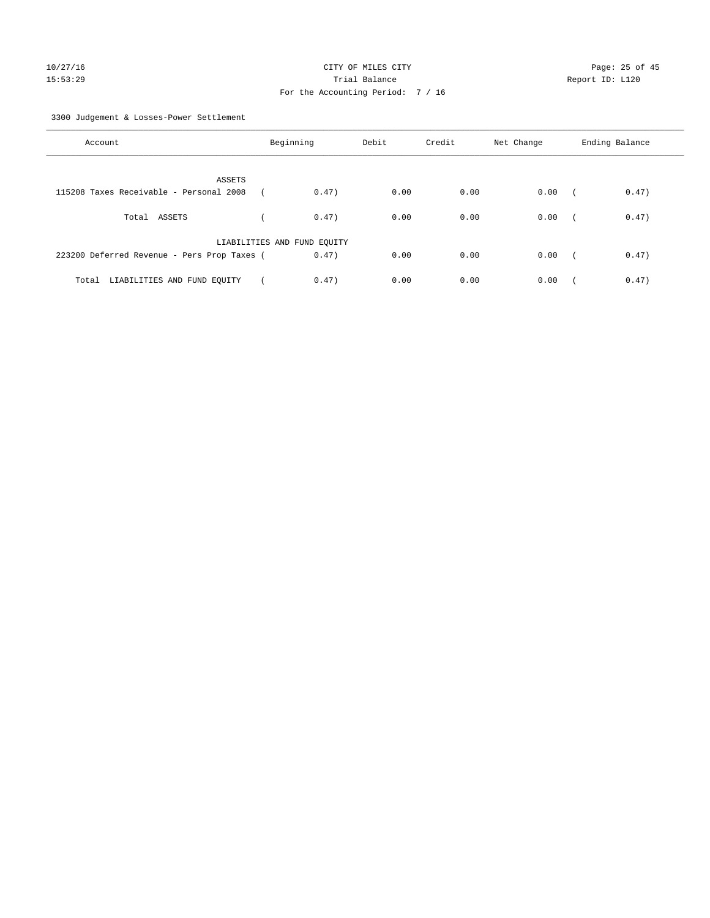CITY OF MILES CITY

Trial Balance

For the Accounting Period: 7 / 16

3300 Judgement & Losses-Power Settlement

| Account | Beginning | Debit | Credit | Net Change | Ending Balance |
|---|---|---|---|---|---|
| ASSETS | | | | | |
| 115208 Taxes Receivable - Personal 2008 | ( 0.47) | 0.00 | 0.00 | 0.00 | ( 0.47) |
| Total ASSETS | ( 0.47) | 0.00 | 0.00 | 0.00 | ( 0.47) |
| LIABILITIES AND FUND EQUITY | | | | | |
| 223200 Deferred Revenue - Pers Prop Taxes | ( 0.47) | 0.00 | 0.00 | 0.00 | ( 0.47) |
| Total LIABILITIES AND FUND EQUITY | ( 0.47) | 0.00 | 0.00 | 0.00 | ( 0.47) |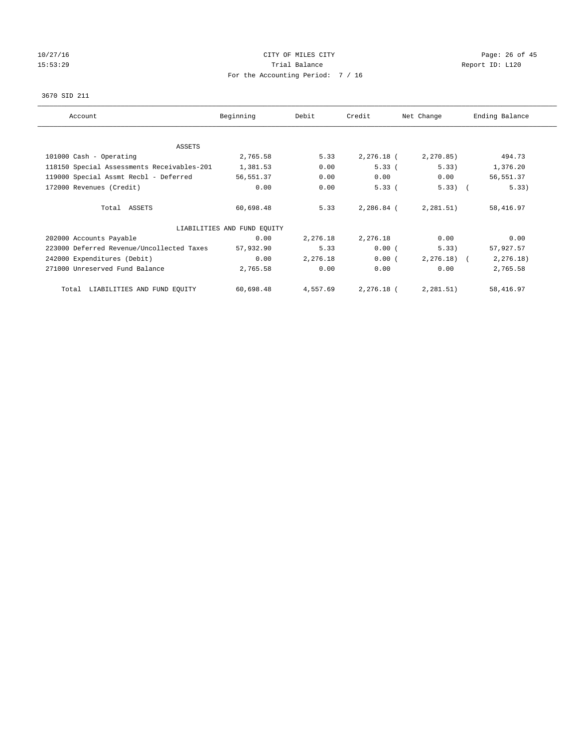CITY OF MILES CITY
Trial Balance
For the Accounting Period: 7 / 16

10/27/16
15:53:29

Report ID: L120

3670 SID 211

| Account | Beginning | Debit | Credit | Net Change | Ending Balance |
|---|---|---|---|---|---|
| ASSETS | | | | | |
| 101000 Cash - Operating | 2,765.58 | 5.33 | 2,276.18 | ( 2,270.85) | 494.73 |
| 118150 Special Assessments Receivables-201 | 1,381.53 | 0.00 | 5.33 | ( 5.33) | 1,376.20 |
| 119000 Special Assmt Recbl - Deferred | 56,551.37 | 0.00 | 0.00 | 0.00 | 56,551.37 |
| 172000 Revenues (Credit) | 0.00 | 0.00 | 5.33 | ( 5.33) | ( 5.33) |
| Total ASSETS | 60,698.48 | 5.33 | 2,286.84 | ( 2,281.51) | 58,416.97 |
| LIABILITIES AND FUND EQUITY | | | | | |
| 202000 Accounts Payable | 0.00 | 2,276.18 | 2,276.18 | 0.00 | 0.00 |
| 223000 Deferred Revenue/Uncollected Taxes | 57,932.90 | 5.33 | 0.00 | ( 5.33) | 57,927.57 |
| 242000 Expenditures (Debit) | 0.00 | 2,276.18 | 0.00 | ( 2,276.18) | ( 2,276.18) |
| 271000 Unreserved Fund Balance | 2,765.58 | 0.00 | 0.00 | 0.00 | 2,765.58 |
| Total LIABILITIES AND FUND EQUITY | 60,698.48 | 4,557.69 | 2,276.18 | ( 2,281.51) | 58,416.97 |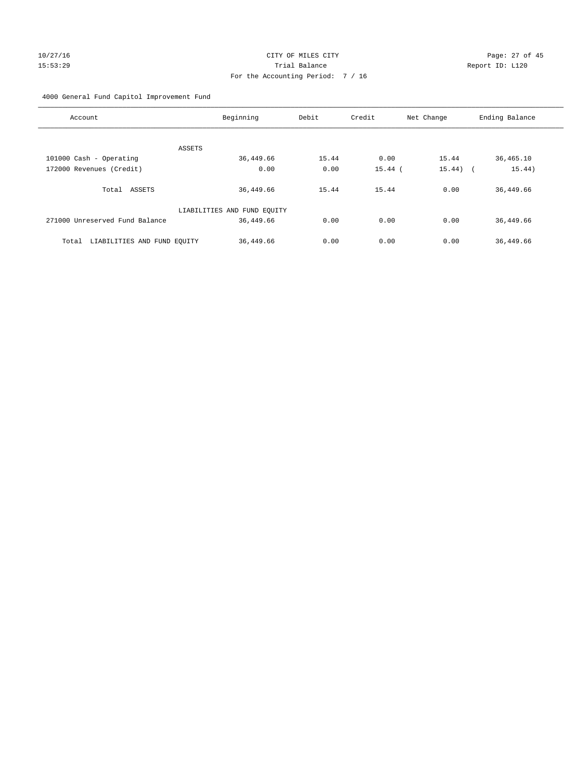CITY OF MILES CITY
Trial Balance
For the Accounting Period: 7 / 16

10/27/16
15:53:29

Report ID: L120

4000 General Fund Capitol Improvement Fund

| Account | Beginning | Debit | Credit | Net Change | Ending Balance |
|---|---|---|---|---|---|
| ASSETS | | | | | |
| 101000 Cash - Operating | 36,449.66 | 15.44 | 0.00 | 15.44 | 36,465.10 |
| 172000 Revenues (Credit) | 0.00 | 0.00 | 15.44 | (15.44) | (15.44) |
| Total ASSETS | 36,449.66 | 15.44 | 15.44 | 0.00 | 36,449.66 |
| LIABILITIES AND FUND EQUITY | | | | | |
| 271000 Unreserved Fund Balance | 36,449.66 | 0.00 | 0.00 | 0.00 | 36,449.66 |
| Total LIABILITIES AND FUND EQUITY | 36,449.66 | 0.00 | 0.00 | 0.00 | 36,449.66 |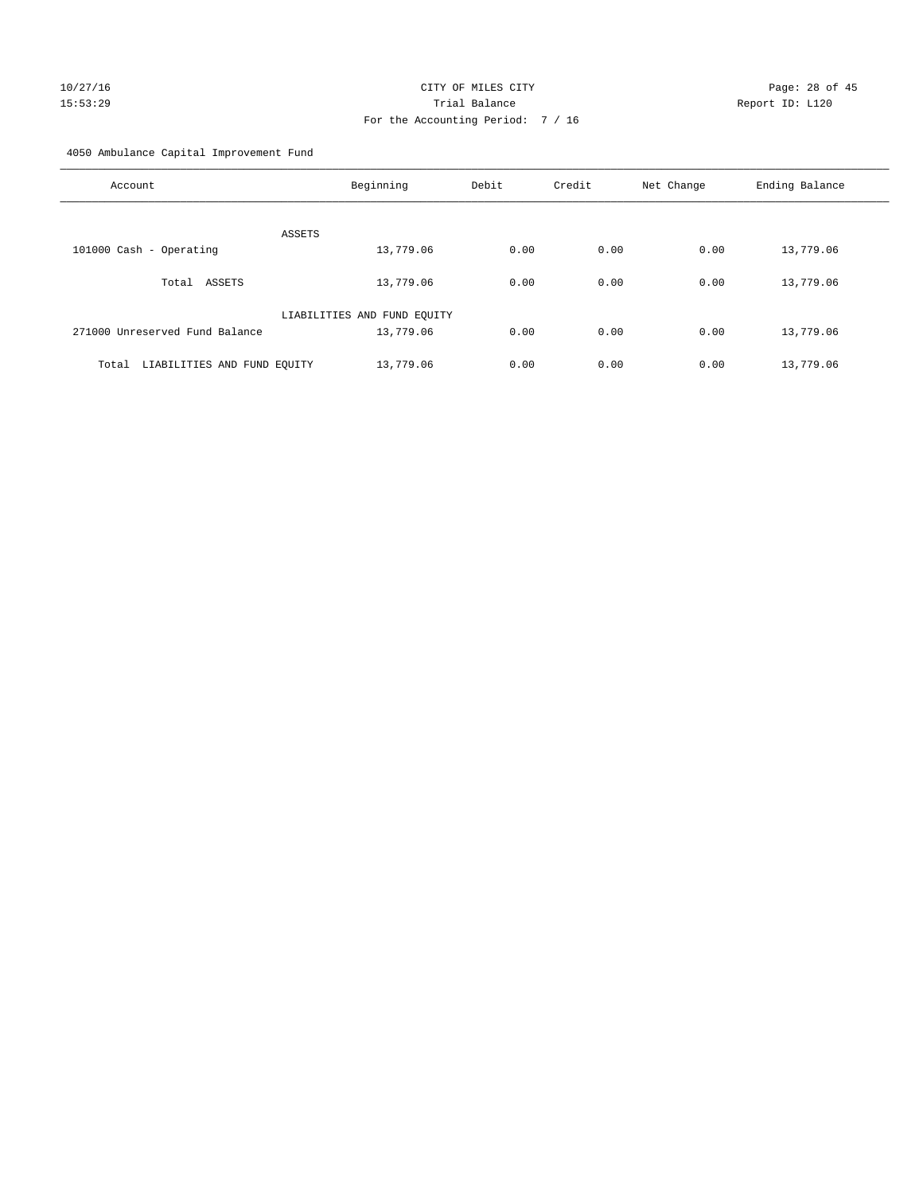CITY OF MILES CITY

Trial Balance

For the Accounting Period: 7 / 16

10/27/16 15:53:29

Report ID: L120

4050 Ambulance Capital Improvement Fund

| Account | Beginning | Debit | Credit | Net Change | Ending Balance |
|---|---|---|---|---|---|
| ASSETS | | | | | |
| 101000 Cash - Operating | 13,779.06 | 0.00 | 0.00 | 0.00 | 13,779.06 |
| Total ASSETS | 13,779.06 | 0.00 | 0.00 | 0.00 | 13,779.06 |
| LIABILITIES AND FUND EQUITY | | | | | |
| 271000 Unreserved Fund Balance | 13,779.06 | 0.00 | 0.00 | 0.00 | 13,779.06 |
| Total LIABILITIES AND FUND EQUITY | 13,779.06 | 0.00 | 0.00 | 0.00 | 13,779.06 |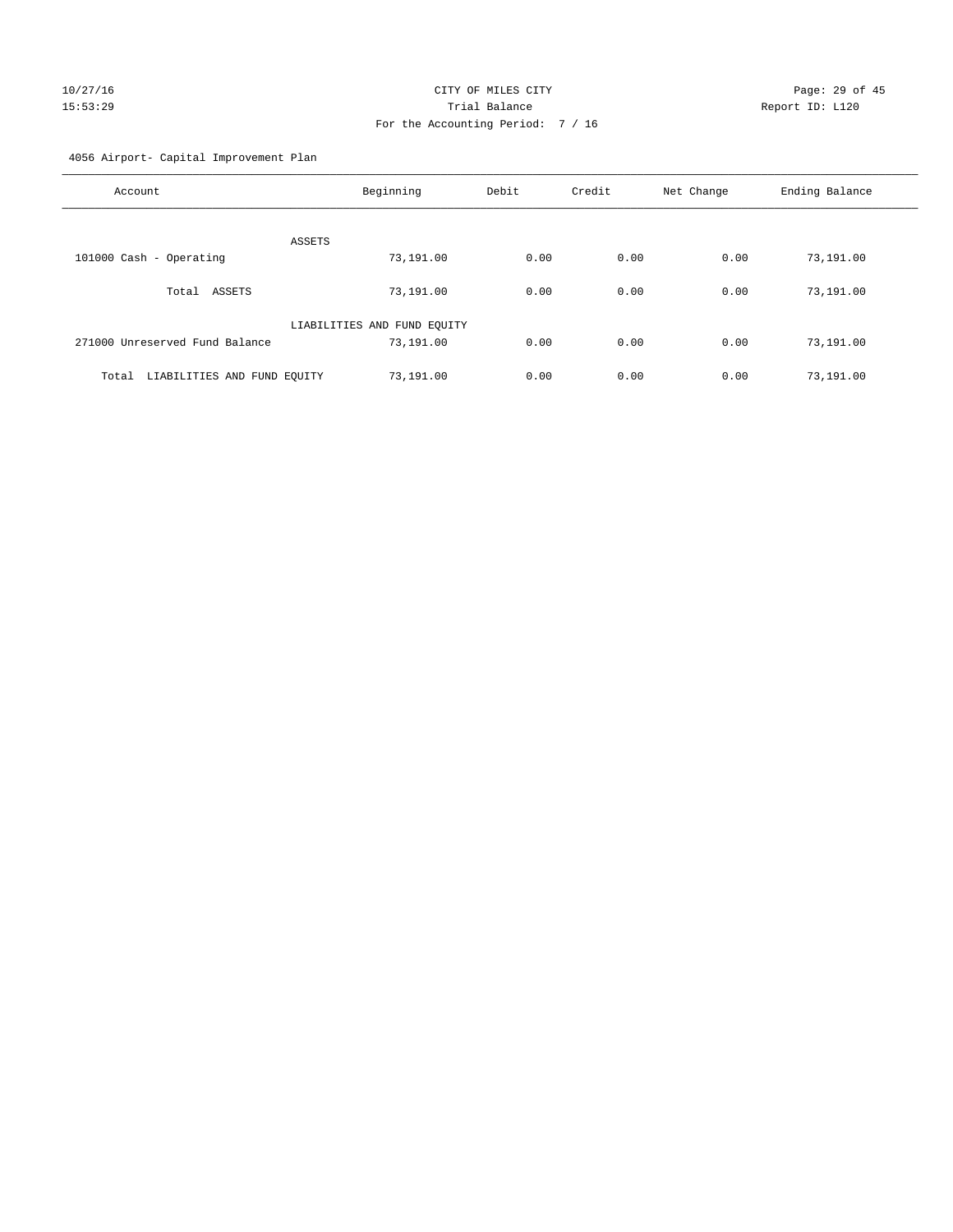CITY OF MILES CITY

Trial Balance

For the Accounting Period: 7 / 16

4056 Airport- Capital Improvement Plan

| Account | Beginning | Debit | Credit | Net Change | Ending Balance |
|---|---|---|---|---|---|
| ASSETS | | | | | |
| 101000 Cash - Operating | 73,191.00 | 0.00 | 0.00 | 0.00 | 73,191.00 |
| Total ASSETS | 73,191.00 | 0.00 | 0.00 | 0.00 | 73,191.00 |
| LIABILITIES AND FUND EQUITY | | | | | |
| 271000 Unreserved Fund Balance | 73,191.00 | 0.00 | 0.00 | 0.00 | 73,191.00 |
| Total LIABILITIES AND FUND EQUITY | 73,191.00 | 0.00 | 0.00 | 0.00 | 73,191.00 |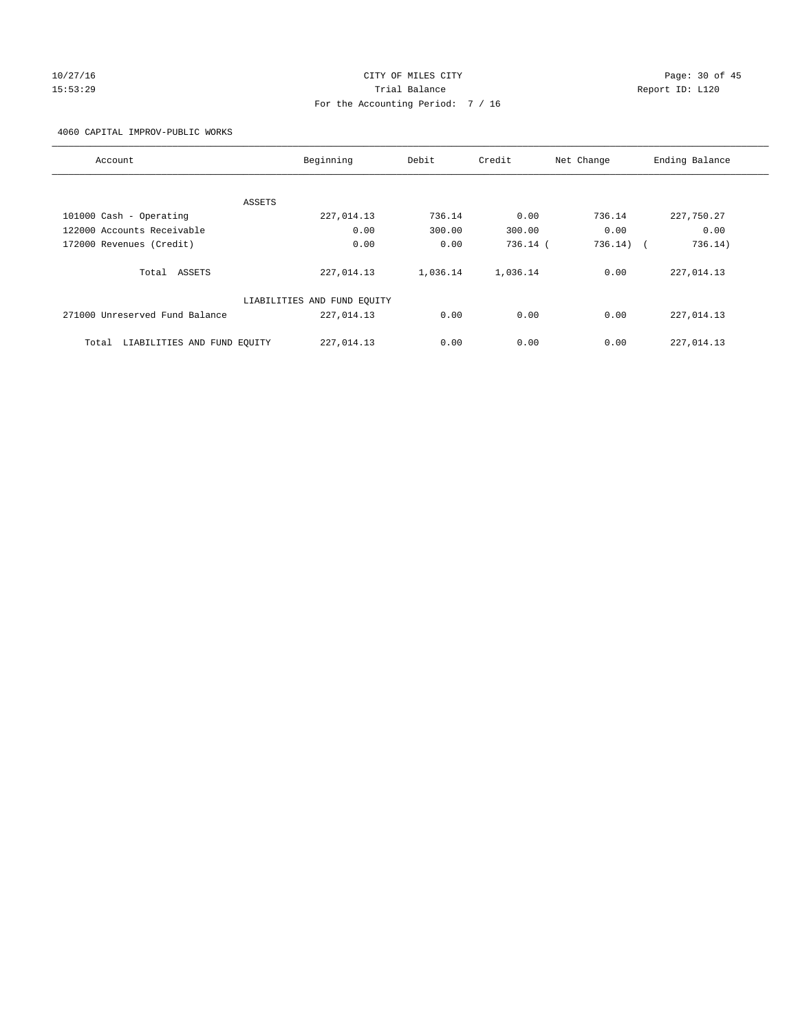10/27/16 CITY OF MILES CITY
15:53:29 Trial Balance Report ID: L120
For the Accounting Period: 7 / 16

4060 CAPITAL IMPROV-PUBLIC WORKS

| Account | Beginning | Debit | Credit | Net Change | Ending Balance |
|---|---|---|---|---|---|
| ASSETS | | | | | |
| 101000 Cash - Operating | 227,014.13 | 736.14 | 0.00 | 736.14 | 227,750.27 |
| 122000 Accounts Receivable | 0.00 | 300.00 | 300.00 | 0.00 | 0.00 |
| 172000 Revenues (Credit) | 0.00 | 0.00 | 736.14 | ( 736.14) | ( 736.14) |
| Total ASSETS | 227,014.13 | 1,036.14 | 1,036.14 | 0.00 | 227,014.13 |
| LIABILITIES AND FUND EQUITY | | | | | |
| 271000 Unreserved Fund Balance | 227,014.13 | 0.00 | 0.00 | 0.00 | 227,014.13 |
| Total LIABILITIES AND FUND EQUITY | 227,014.13 | 0.00 | 0.00 | 0.00 | 227,014.13 |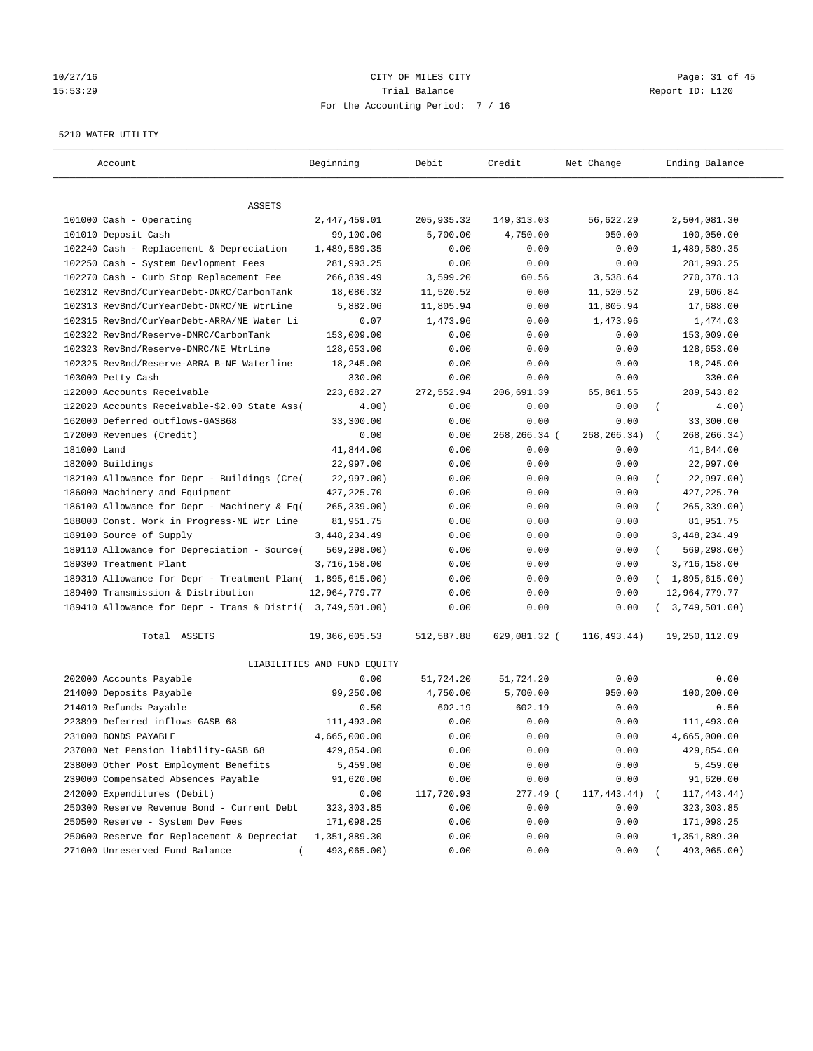CITY OF MILES CITY
Trial Balance
For the Accounting Period: 7 / 16

10/27/16
15:53:29

Report ID: L120

5210 WATER UTILITY

| Account | Beginning | Debit | Credit | Net Change | Ending Balance |
|---|---|---|---|---|---|
| **ASSETS** | | | | | |
| 101000 Cash - Operating | 2,447,459.01 | 205,935.32 | 149,313.03 | 56,622.29 | 2,504,081.30 |
| 101010 Deposit Cash | 99,100.00 | 5,700.00 | 4,750.00 | 950.00 | 100,050.00 |
| 102240 Cash - Replacement & Depreciation | 1,489,589.35 | 0.00 | 0.00 | 0.00 | 1,489,589.35 |
| 102250 Cash - System Devlopment Fees | 281,993.25 | 0.00 | 0.00 | 0.00 | 281,993.25 |
| 102270 Cash - Curb Stop Replacement Fee | 266,839.49 | 3,599.20 | 60.56 | 3,538.64 | 270,378.13 |
| 102312 RevBnd/CurYearDebt-DNRC/CarbonTank | 18,086.32 | 11,520.52 | 0.00 | 11,520.52 | 29,606.84 |
| 102313 RevBnd/CurYearDebt-DNRC/NE WtrLine | 5,882.06 | 11,805.94 | 0.00 | 11,805.94 | 17,688.00 |
| 102315 RevBnd/CurYearDebt-ARRA/NE Water Li | 0.07 | 1,473.96 | 0.00 | 1,473.96 | 1,474.03 |
| 102322 RevBnd/Reserve-DNRC/CarbonTank | 153,009.00 | 0.00 | 0.00 | 0.00 | 153,009.00 |
| 102323 RevBnd/Reserve-DNRC/NE WtrLine | 128,653.00 | 0.00 | 0.00 | 0.00 | 128,653.00 |
| 102325 RevBnd/Reserve-ARRA B-NE Waterline | 18,245.00 | 0.00 | 0.00 | 0.00 | 18,245.00 |
| 103000 Petty Cash | 330.00 | 0.00 | 0.00 | 0.00 | 330.00 |
| 122000 Accounts Receivable | 223,682.27 | 272,552.94 | 206,691.39 | 65,861.55 | 289,543.82 |
| 122020 Accounts Receivable-$2.00 State Ass( | 4.00) | 0.00 | 0.00 | 0.00 | ( 4.00) |
| 162000 Deferred outflows-GASB68 | 33,300.00 | 0.00 | 0.00 | 0.00 | 33,300.00 |
| 172000 Revenues (Credit) | 0.00 | 0.00 | 268,266.34 ( | 268,266.34) | ( 268,266.34) |
| 181000 Land | 41,844.00 | 0.00 | 0.00 | 0.00 | 41,844.00 |
| 182000 Buildings | 22,997.00 | 0.00 | 0.00 | 0.00 | 22,997.00 |
| 182100 Allowance for Depr - Buildings (Cre( | 22,997.00) | 0.00 | 0.00 | 0.00 | ( 22,997.00) |
| 186000 Machinery and Equipment | 427,225.70 | 0.00 | 0.00 | 0.00 | 427,225.70 |
| 186100 Allowance for Depr - Machinery & Eq( | 265,339.00) | 0.00 | 0.00 | 0.00 | ( 265,339.00) |
| 188000 Const. Work in Progress-NE Wtr Line | 81,951.75 | 0.00 | 0.00 | 0.00 | 81,951.75 |
| 189100 Source of Supply | 3,448,234.49 | 0.00 | 0.00 | 0.00 | 3,448,234.49 |
| 189110 Allowance for Depreciation - Source( | 569,298.00) | 0.00 | 0.00 | 0.00 | ( 569,298.00) |
| 189300 Treatment Plant | 3,716,158.00 | 0.00 | 0.00 | 0.00 | 3,716,158.00 |
| 189310 Allowance for Depr - Treatment Plan( | 1,895,615.00) | 0.00 | 0.00 | 0.00 | ( 1,895,615.00) |
| 189400 Transmission & Distribution | 12,964,779.77 | 0.00 | 0.00 | 0.00 | 12,964,779.77 |
| 189410 Allowance for Depr - Trans & Distri( | 3,749,501.00) | 0.00 | 0.00 | 0.00 | ( 3,749,501.00) |
| Total ASSETS | 19,366,605.53 | 512,587.88 | 629,081.32 ( | 116,493.44) | 19,250,112.09 |
| **LIABILITIES AND FUND EQUITY** | | | | | |
| 202000 Accounts Payable | 0.00 | 51,724.20 | 51,724.20 | 0.00 | 0.00 |
| 214000 Deposits Payable | 99,250.00 | 4,750.00 | 5,700.00 | 950.00 | 100,200.00 |
| 214010 Refunds Payable | 0.50 | 602.19 | 602.19 | 0.00 | 0.50 |
| 223899 Deferred inflows-GASB 68 | 111,493.00 | 0.00 | 0.00 | 0.00 | 111,493.00 |
| 231000 BONDS PAYABLE | 4,665,000.00 | 0.00 | 0.00 | 0.00 | 4,665,000.00 |
| 237000 Net Pension liability-GASB 68 | 429,854.00 | 0.00 | 0.00 | 0.00 | 429,854.00 |
| 238000 Other Post Employment Benefits | 5,459.00 | 0.00 | 0.00 | 0.00 | 5,459.00 |
| 239000 Compensated Absences Payable | 91,620.00 | 0.00 | 0.00 | 0.00 | 91,620.00 |
| 242000 Expenditures (Debit) | 0.00 | 117,720.93 | 277.49 ( | 117,443.44) | ( 117,443.44) |
| 250300 Reserve Revenue Bond - Current Debt | 323,303.85 | 0.00 | 0.00 | 0.00 | 323,303.85 |
| 250500 Reserve - System Dev Fees | 171,098.25 | 0.00 | 0.00 | 0.00 | 171,098.25 |
| 250600 Reserve for Replacement & Depreciat | 1,351,889.30 | 0.00 | 0.00 | 0.00 | 1,351,889.30 |
| 271000 Unreserved Fund Balance | ( 493,065.00) | 0.00 | 0.00 | 0.00 | ( 493,065.00) |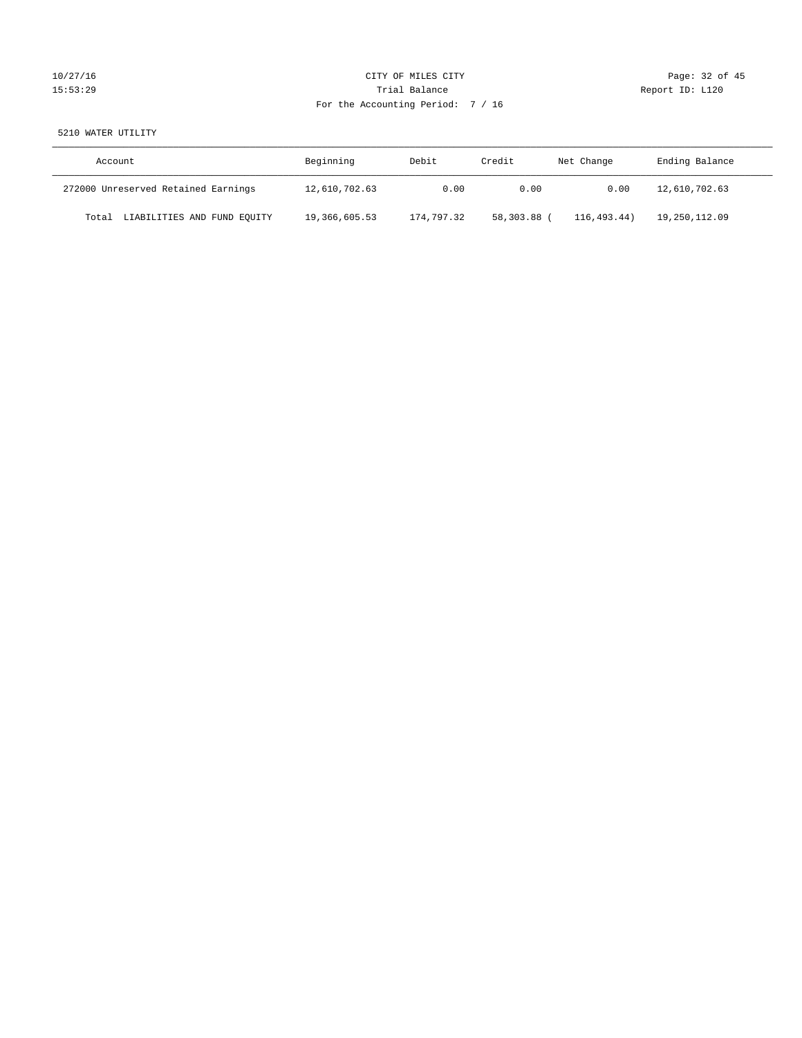CITY OF MILES CITY

Trial Balance

For the Accounting Period: 7 / 16

5210 WATER UTILITY

| Account | Beginning | Debit | Credit | Net Change | Ending Balance |
|---|---|---|---|---|---|
| 272000 Unreserved Retained Earnings | 12,610,702.63 | 0.00 | 0.00 | 0.00 | 12,610,702.63 |
| Total LIABILITIES AND FUND EQUITY | 19,366,605.53 | 174,797.32 | 58,303.88 | (116,493.44) | 19,250,112.09 |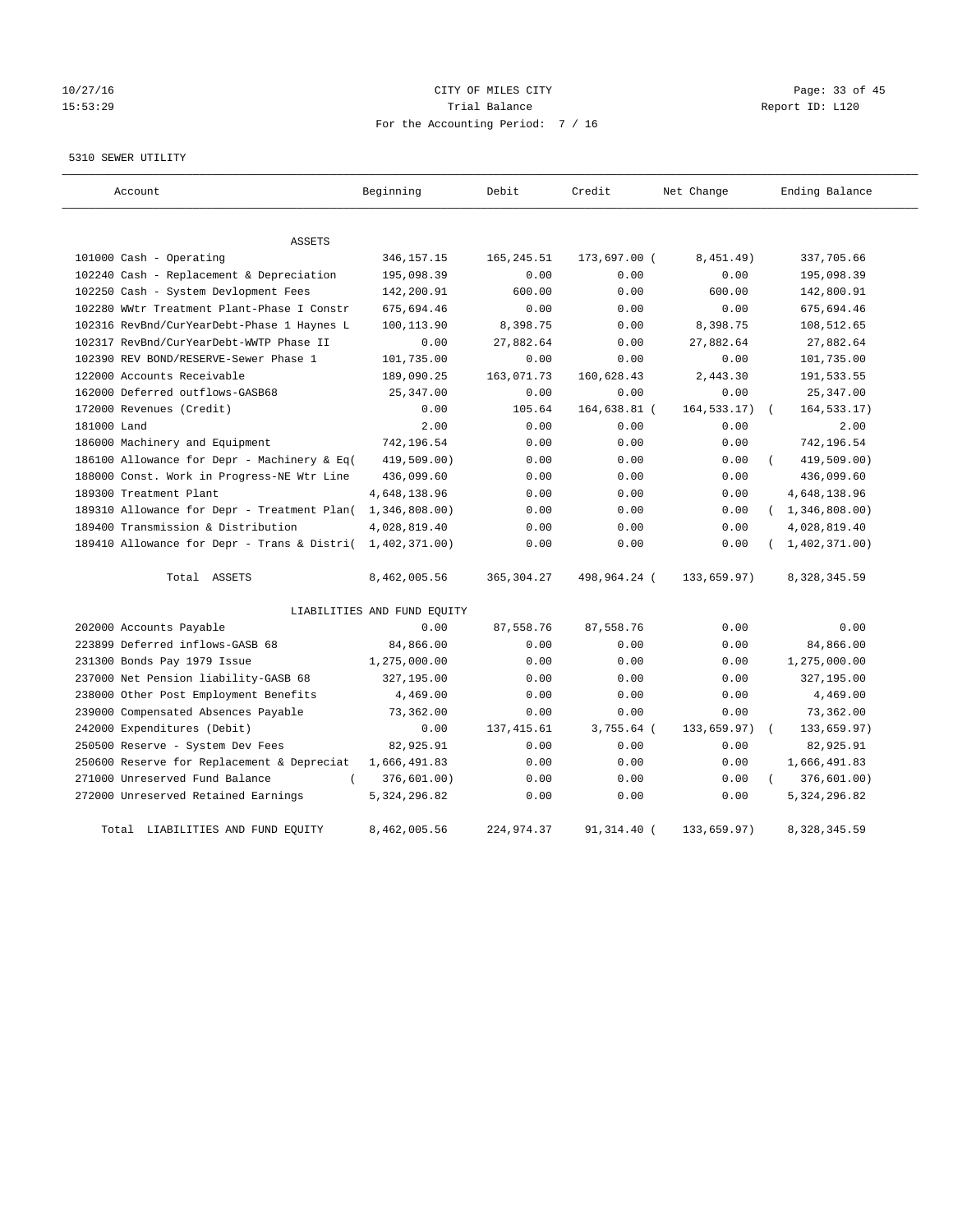CITY OF MILES CITY
Trial Balance
For the Accounting Period: 7 / 16

5310 SEWER UTILITY

| Account | Beginning | Debit | Credit | Net Change | Ending Balance |
|---|---|---|---|---|---|
| ASSETS | | | | | |
| 101000 Cash - Operating | 346,157.15 | 165,245.51 | 173,697.00 ( | 8,451.49) | 337,705.66 |
| 102240 Cash - Replacement & Depreciation | 195,098.39 | 0.00 | 0.00 | 0.00 | 195,098.39 |
| 102250 Cash - System Devlopment Fees | 142,200.91 | 600.00 | 0.00 | 600.00 | 142,800.91 |
| 102280 WWtr Treatment Plant-Phase I Constr | 675,694.46 | 0.00 | 0.00 | 0.00 | 675,694.46 |
| 102316 RevBnd/CurYearDebt-Phase 1 Haynes L | 100,113.90 | 8,398.75 | 0.00 | 8,398.75 | 108,512.65 |
| 102317 RevBnd/CurYearDebt-WWTP Phase II | 0.00 | 27,882.64 | 0.00 | 27,882.64 | 27,882.64 |
| 102390 REV BOND/RESERVE-Sewer Phase 1 | 101,735.00 | 0.00 | 0.00 | 0.00 | 101,735.00 |
| 122000 Accounts Receivable | 189,090.25 | 163,071.73 | 160,628.43 | 2,443.30 | 191,533.55 |
| 162000 Deferred outflows-GASB68 | 25,347.00 | 0.00 | 0.00 | 0.00 | 25,347.00 |
| 172000 Revenues (Credit) | 0.00 | 105.64 | 164,638.81 ( | 164,533.17) | ( 164,533.17) |
| 181000 Land | 2.00 | 0.00 | 0.00 | 0.00 | 2.00 |
| 186000 Machinery and Equipment | 742,196.54 | 0.00 | 0.00 | 0.00 | 742,196.54 |
| 186100 Allowance for Depr - Machinery & Eq( | 419,509.00) | 0.00 | 0.00 | 0.00 | ( 419,509.00) |
| 188000 Const. Work in Progress-NE Wtr Line | 436,099.60 | 0.00 | 0.00 | 0.00 | 436,099.60 |
| 189300 Treatment Plant | 4,648,138.96 | 0.00 | 0.00 | 0.00 | 4,648,138.96 |
| 189310 Allowance for Depr - Treatment Plan( | 1,346,808.00) | 0.00 | 0.00 | 0.00 | ( 1,346,808.00) |
| 189400 Transmission & Distribution | 4,028,819.40 | 0.00 | 0.00 | 0.00 | 4,028,819.40 |
| 189410 Allowance for Depr - Trans & Distri( | 1,402,371.00) | 0.00 | 0.00 | 0.00 | ( 1,402,371.00) |
| Total ASSETS | 8,462,005.56 | 365,304.27 | 498,964.24 ( | 133,659.97) | 8,328,345.59 |
| LIABILITIES AND FUND EQUITY | | | | | |
| 202000 Accounts Payable | 0.00 | 87,558.76 | 87,558.76 | 0.00 | 0.00 |
| 223899 Deferred inflows-GASB 68 | 84,866.00 | 0.00 | 0.00 | 0.00 | 84,866.00 |
| 231300 Bonds Pay 1979 Issue | 1,275,000.00 | 0.00 | 0.00 | 0.00 | 1,275,000.00 |
| 237000 Net Pension liability-GASB 68 | 327,195.00 | 0.00 | 0.00 | 0.00 | 327,195.00 |
| 238000 Other Post Employment Benefits | 4,469.00 | 0.00 | 0.00 | 0.00 | 4,469.00 |
| 239000 Compensated Absences Payable | 73,362.00 | 0.00 | 0.00 | 0.00 | 73,362.00 |
| 242000 Expenditures (Debit) | 0.00 | 137,415.61 | 3,755.64 ( | 133,659.97) | ( 133,659.97) |
| 250500 Reserve - System Dev Fees | 82,925.91 | 0.00 | 0.00 | 0.00 | 82,925.91 |
| 250600 Reserve for Replacement & Depreciat | 1,666,491.83 | 0.00 | 0.00 | 0.00 | 1,666,491.83 |
| 271000 Unreserved Fund Balance ( | 376,601.00) | 0.00 | 0.00 | 0.00 | ( 376,601.00) |
| 272000 Unreserved Retained Earnings | 5,324,296.82 | 0.00 | 0.00 | 0.00 | 5,324,296.82 |
| Total LIABILITIES AND FUND EQUITY | 8,462,005.56 | 224,974.37 | 91,314.40 ( | 133,659.97) | 8,328,345.59 |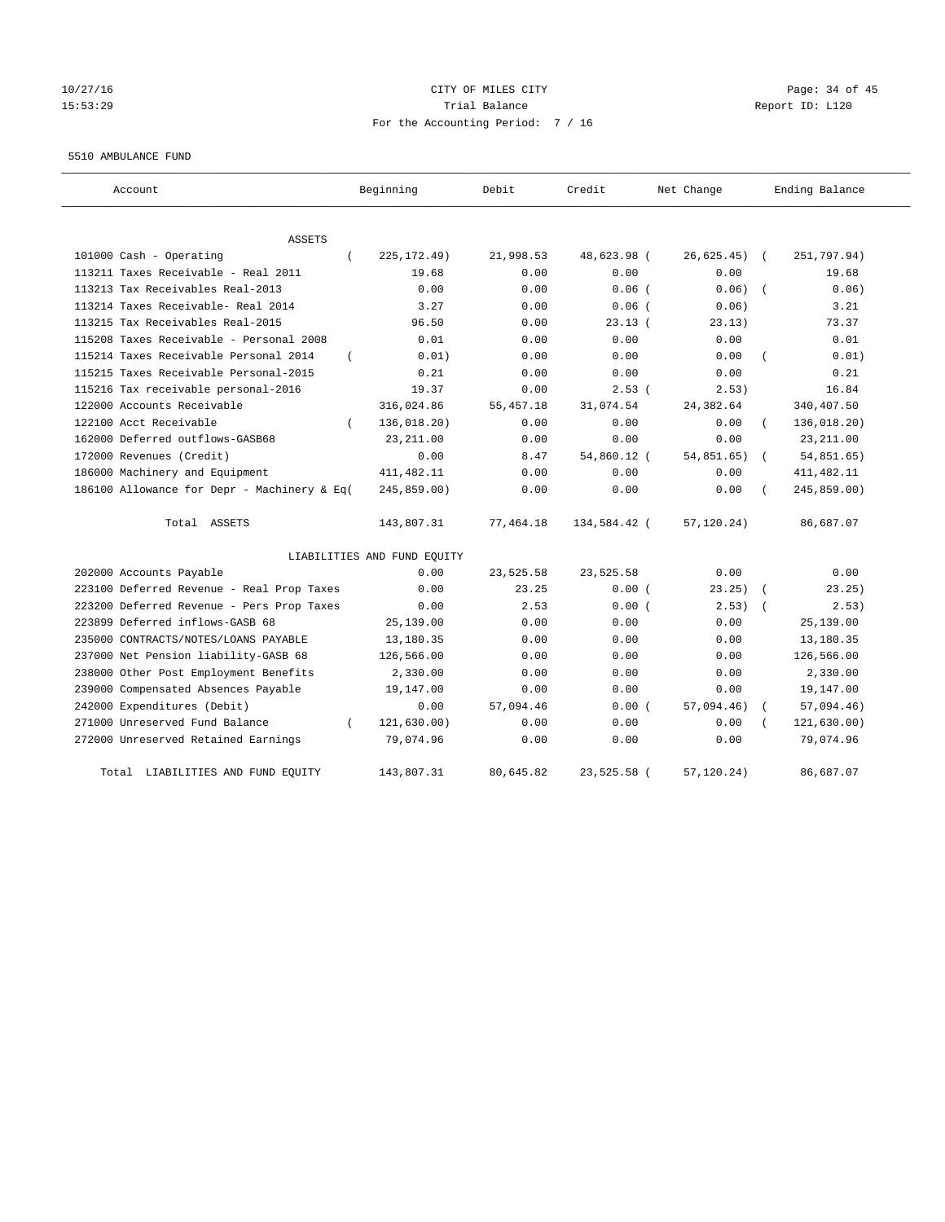CITY OF MILES CITY

Trial Balance

For the Accounting Period: 7 / 16

5510 AMBULANCE FUND

| Account | Beginning | Debit | Credit | Net Change | Ending Balance |
|---|---|---|---|---|---|
| ASSETS | | | | | |
| 101000 Cash - Operating | ( 225,172.49) | 21,998.53 | 48,623.98 | ( 26,625.45) | ( 251,797.94) |
| 113211 Taxes Receivable - Real 2011 | 19.68 | 0.00 | 0.00 | 0.00 | 19.68 |
| 113213 Tax Receivables Real-2013 | 0.00 | 0.00 | 0.06 | ( 0.06) | ( 0.06) |
| 113214 Taxes Receivable- Real 2014 | 3.27 | 0.00 | 0.06 | ( 0.06) | 3.21 |
| 113215 Tax Receivables Real-2015 | 96.50 | 0.00 | 23.13 | ( 23.13) | 73.37 |
| 115208 Taxes Receivable - Personal 2008 | 0.01 | 0.00 | 0.00 | 0.00 | 0.01 |
| 115214 Taxes Receivable Personal 2014 | ( 0.01) | 0.00 | 0.00 | 0.00 | ( 0.01) |
| 115215 Taxes Receivable Personal-2015 | 0.21 | 0.00 | 0.00 | 0.00 | 0.21 |
| 115216 Tax receivable personal-2016 | 19.37 | 0.00 | 2.53 | ( 2.53) | 16.84 |
| 122000 Accounts Receivable | 316,024.86 | 55,457.18 | 31,074.54 | 24,382.64 | 340,407.50 |
| 122100 Acct Receivable | ( 136,018.20) | 0.00 | 0.00 | 0.00 | ( 136,018.20) |
| 162000 Deferred outflows-GASB68 | 23,211.00 | 0.00 | 0.00 | 0.00 | 23,211.00 |
| 172000 Revenues (Credit) | 0.00 | 8.47 | 54,860.12 | ( 54,851.65) | ( 54,851.65) |
| 186000 Machinery and Equipment | 411,482.11 | 0.00 | 0.00 | 0.00 | 411,482.11 |
| 186100 Allowance for Depr - Machinery & Eq | ( 245,859.00) | 0.00 | 0.00 | 0.00 | ( 245,859.00) |
| Total ASSETS | 143,807.31 | 77,464.18 | 134,584.42 | ( 57,120.24) | 86,687.07 |
| LIABILITIES AND FUND EQUITY | | | | | |
| 202000 Accounts Payable | 0.00 | 23,525.58 | 23,525.58 | 0.00 | 0.00 |
| 223100 Deferred Revenue - Real Prop Taxes | 0.00 | 23.25 | 0.00 | ( 23.25) | ( 23.25) |
| 223200 Deferred Revenue - Pers Prop Taxes | 0.00 | 2.53 | 0.00 | ( 2.53) | ( 2.53) |
| 223899 Deferred inflows-GASB 68 | 25,139.00 | 0.00 | 0.00 | 0.00 | 25,139.00 |
| 235000 CONTRACTS/NOTES/LOANS PAYABLE | 13,180.35 | 0.00 | 0.00 | 0.00 | 13,180.35 |
| 237000 Net Pension liability-GASB 68 | 126,566.00 | 0.00 | 0.00 | 0.00 | 126,566.00 |
| 238000 Other Post Employment Benefits | 2,330.00 | 0.00 | 0.00 | 0.00 | 2,330.00 |
| 239000 Compensated Absences Payable | 19,147.00 | 0.00 | 0.00 | 0.00 | 19,147.00 |
| 242000 Expenditures (Debit) | 0.00 | 57,094.46 | 0.00 | ( 57,094.46) | ( 57,094.46) |
| 271000 Unreserved Fund Balance | ( 121,630.00) | 0.00 | 0.00 | 0.00 | ( 121,630.00) |
| 272000 Unreserved Retained Earnings | 79,074.96 | 0.00 | 0.00 | 0.00 | 79,074.96 |
| Total LIABILITIES AND FUND EQUITY | 143,807.31 | 80,645.82 | 23,525.58 | ( 57,120.24) | 86,687.07 |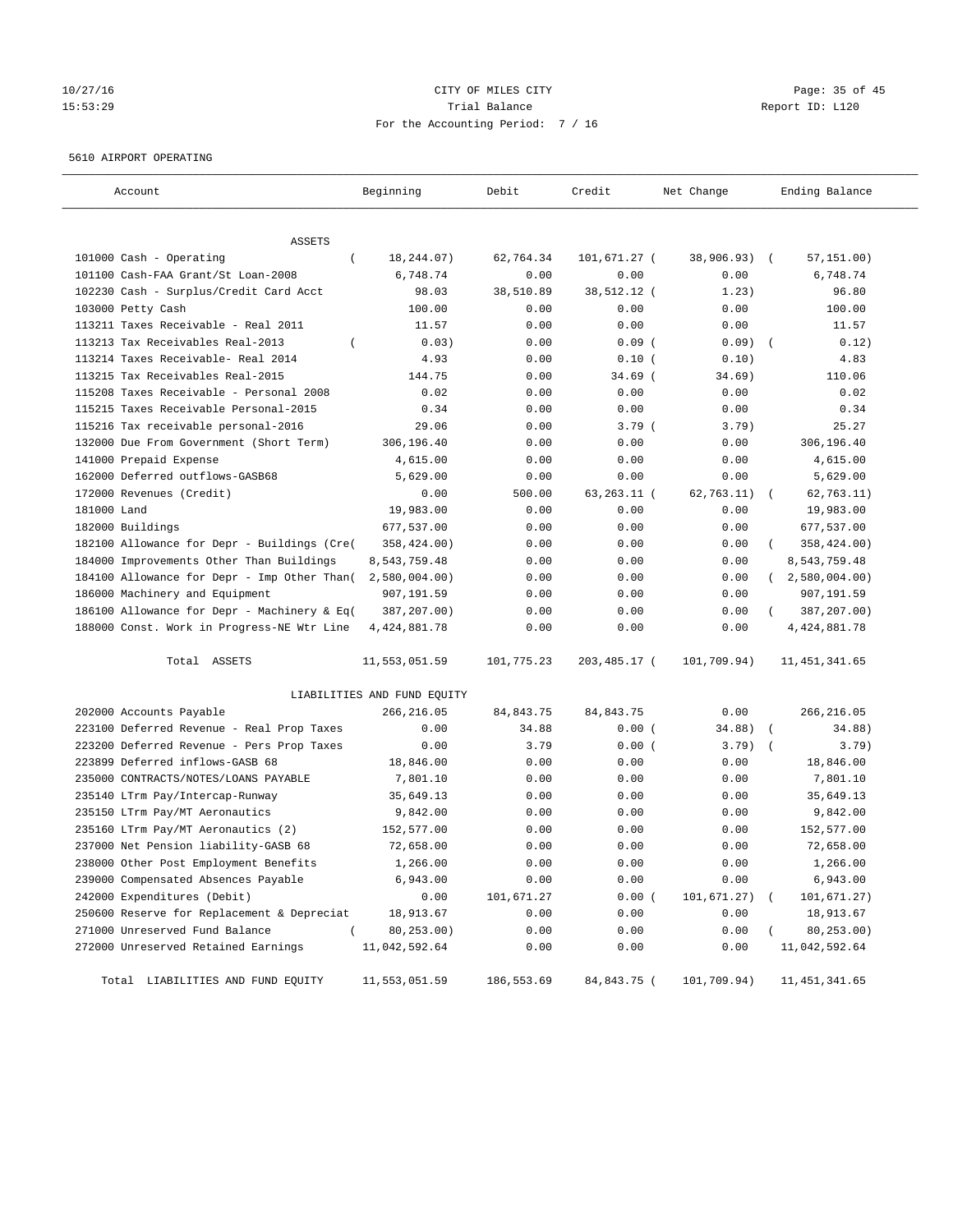CITY OF MILES CITY

Trial Balance

For the Accounting Period: 7 / 16

5610 AIRPORT OPERATING

| Account | Beginning | Debit | Credit | Net Change | Ending Balance |
|---|---|---|---|---|---|
| ASSETS | | | | | |
| 101000 Cash - Operating | ( 18,244.07) | 62,764.34 | 101,671.27 | ( 38,906.93) | ( 57,151.00) |
| 101100 Cash-FAA Grant/St Loan-2008 | 6,748.74 | 0.00 | 0.00 | 0.00 | 6,748.74 |
| 102230 Cash - Surplus/Credit Card Acct | 98.03 | 38,510.89 | 38,512.12 | ( 1.23) | 96.80 |
| 103000 Petty Cash | 100.00 | 0.00 | 0.00 | 0.00 | 100.00 |
| 113211 Taxes Receivable - Real 2011 | 11.57 | 0.00 | 0.00 | 0.00 | 11.57 |
| 113213 Tax Receivables Real-2013 | ( 0.03) | 0.00 | 0.09 | ( 0.09) | ( 0.12) |
| 113214 Taxes Receivable- Real 2014 | 4.93 | 0.00 | 0.10 | ( 0.10) | 4.83 |
| 113215 Tax Receivables Real-2015 | 144.75 | 0.00 | 34.69 | ( 34.69) | 110.06 |
| 115208 Taxes Receivable - Personal 2008 | 0.02 | 0.00 | 0.00 | 0.00 | 0.02 |
| 115215 Taxes Receivable Personal-2015 | 0.34 | 0.00 | 0.00 | 0.00 | 0.34 |
| 115216 Tax receivable personal-2016 | 29.06 | 0.00 | 3.79 | ( 3.79) | 25.27 |
| 132000 Due From Government (Short Term) | 306,196.40 | 0.00 | 0.00 | 0.00 | 306,196.40 |
| 141000 Prepaid Expense | 4,615.00 | 0.00 | 0.00 | 0.00 | 4,615.00 |
| 162000 Deferred outflows-GASB68 | 5,629.00 | 0.00 | 0.00 | 0.00 | 5,629.00 |
| 172000 Revenues (Credit) | 0.00 | 500.00 | 63,263.11 | ( 62,763.11) | ( 62,763.11) |
| 181000 Land | 19,983.00 | 0.00 | 0.00 | 0.00 | 19,983.00 |
| 182000 Buildings | 677,537.00 | 0.00 | 0.00 | 0.00 | 677,537.00 |
| 182100 Allowance for Depr - Buildings (Cre( | 358,424.00) | 0.00 | 0.00 | 0.00 | ( 358,424.00) |
| 184000 Improvements Other Than Buildings | 8,543,759.48 | 0.00 | 0.00 | 0.00 | 8,543,759.48 |
| 184100 Allowance for Depr - Imp Other Than( | 2,580,004.00) | 0.00 | 0.00 | 0.00 | ( 2,580,004.00) |
| 186000 Machinery and Equipment | 907,191.59 | 0.00 | 0.00 | 0.00 | 907,191.59 |
| 186100 Allowance for Depr - Machinery & Eq( | 387,207.00) | 0.00 | 0.00 | 0.00 | ( 387,207.00) |
| 188000 Const. Work in Progress-NE Wtr Line | 4,424,881.78 | 0.00 | 0.00 | 0.00 | 4,424,881.78 |
| Total ASSETS | 11,553,051.59 | 101,775.23 | 203,485.17 | ( 101,709.94) | 11,451,341.65 |
| LIABILITIES AND FUND EQUITY | | | | | |
| 202000 Accounts Payable | 266,216.05 | 84,843.75 | 84,843.75 | 0.00 | 266,216.05 |
| 223100 Deferred Revenue - Real Prop Taxes | 0.00 | 34.88 | 0.00 | ( 34.88) | ( 34.88) |
| 223200 Deferred Revenue - Pers Prop Taxes | 0.00 | 3.79 | 0.00 | ( 3.79) | ( 3.79) |
| 223899 Deferred inflows-GASB 68 | 18,846.00 | 0.00 | 0.00 | 0.00 | 18,846.00 |
| 235000 CONTRACTS/NOTES/LOANS PAYABLE | 7,801.10 | 0.00 | 0.00 | 0.00 | 7,801.10 |
| 235140 LTrm Pay/Intercap-Runway | 35,649.13 | 0.00 | 0.00 | 0.00 | 35,649.13 |
| 235150 LTrm Pay/MT Aeronautics | 9,842.00 | 0.00 | 0.00 | 0.00 | 9,842.00 |
| 235160 LTrm Pay/MT Aeronautics (2) | 152,577.00 | 0.00 | 0.00 | 0.00 | 152,577.00 |
| 237000 Net Pension liability-GASB 68 | 72,658.00 | 0.00 | 0.00 | 0.00 | 72,658.00 |
| 238000 Other Post Employment Benefits | 1,266.00 | 0.00 | 0.00 | 0.00 | 1,266.00 |
| 239000 Compensated Absences Payable | 6,943.00 | 0.00 | 0.00 | 0.00 | 6,943.00 |
| 242000 Expenditures (Debit) | 0.00 | 101,671.27 | 0.00 | ( 101,671.27) | ( 101,671.27) |
| 250600 Reserve for Replacement & Depreciat | 18,913.67 | 0.00 | 0.00 | 0.00 | 18,913.67 |
| 271000 Unreserved Fund Balance | ( 80,253.00) | 0.00 | 0.00 | 0.00 | ( 80,253.00) |
| 272000 Unreserved Retained Earnings | 11,042,592.64 | 0.00 | 0.00 | 0.00 | 11,042,592.64 |
| Total LIABILITIES AND FUND EQUITY | 11,553,051.59 | 186,553.69 | 84,843.75 | ( 101,709.94) | 11,451,341.65 |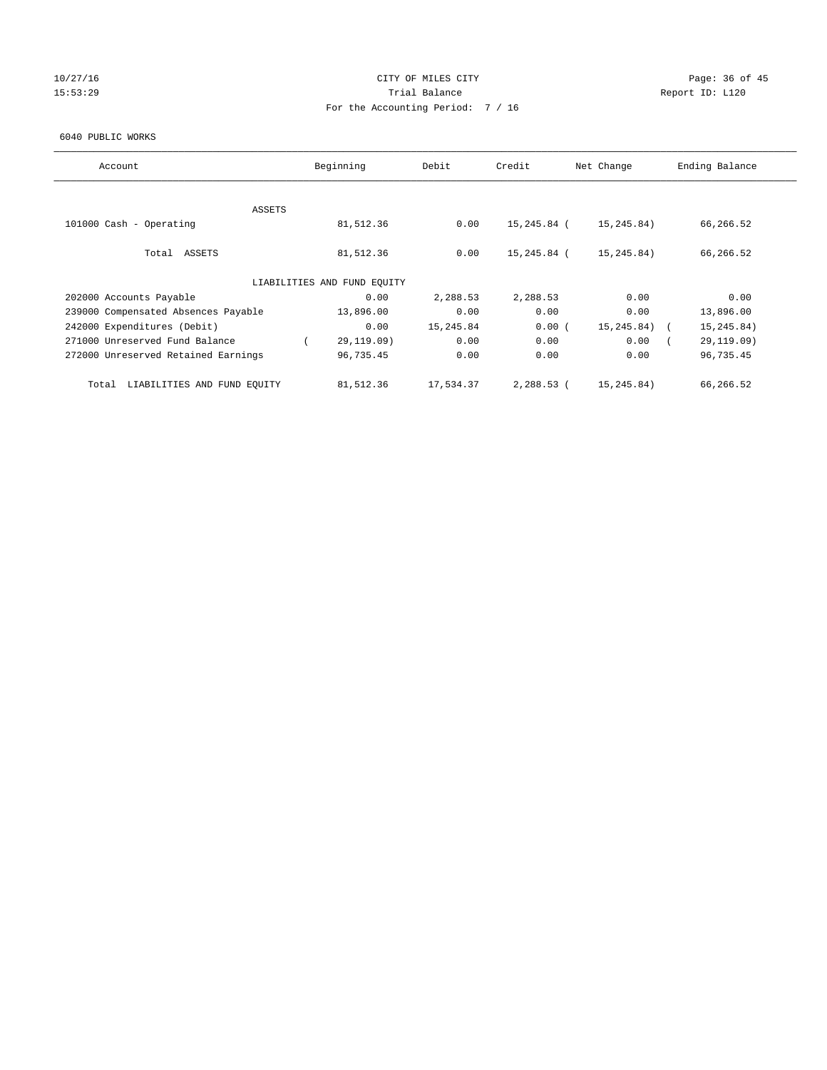CITY OF MILES CITY
Trial Balance
For the Accounting Period: 7 / 16

10/27/16
15:53:29

Report ID: L120

6040 PUBLIC WORKS

| Account | Beginning | Debit | Credit | Net Change | Ending Balance |
|---|---|---|---|---|---|
| ASSETS | | | | | |
| 101000 Cash - Operating | 81,512.36 | 0.00 | 15,245.84 | ( 15,245.84) | 66,266.52 |
| Total ASSETS | 81,512.36 | 0.00 | 15,245.84 | ( 15,245.84) | 66,266.52 |
| LIABILITIES AND FUND EQUITY | | | | | |
| 202000 Accounts Payable | 0.00 | 2,288.53 | 2,288.53 | 0.00 | 0.00 |
| 239000 Compensated Absences Payable | 13,896.00 | 0.00 | 0.00 | 0.00 | 13,896.00 |
| 242000 Expenditures (Debit) | 0.00 | 15,245.84 | 0.00 | ( 15,245.84) | ( 15,245.84) |
| 271000 Unreserved Fund Balance | ( 29,119.09) | 0.00 | 0.00 | 0.00 | ( 29,119.09) |
| 272000 Unreserved Retained Earnings | 96,735.45 | 0.00 | 0.00 | 0.00 | 96,735.45 |
| Total LIABILITIES AND FUND EQUITY | 81,512.36 | 17,534.37 | 2,288.53 | ( 15,245.84) | 66,266.52 |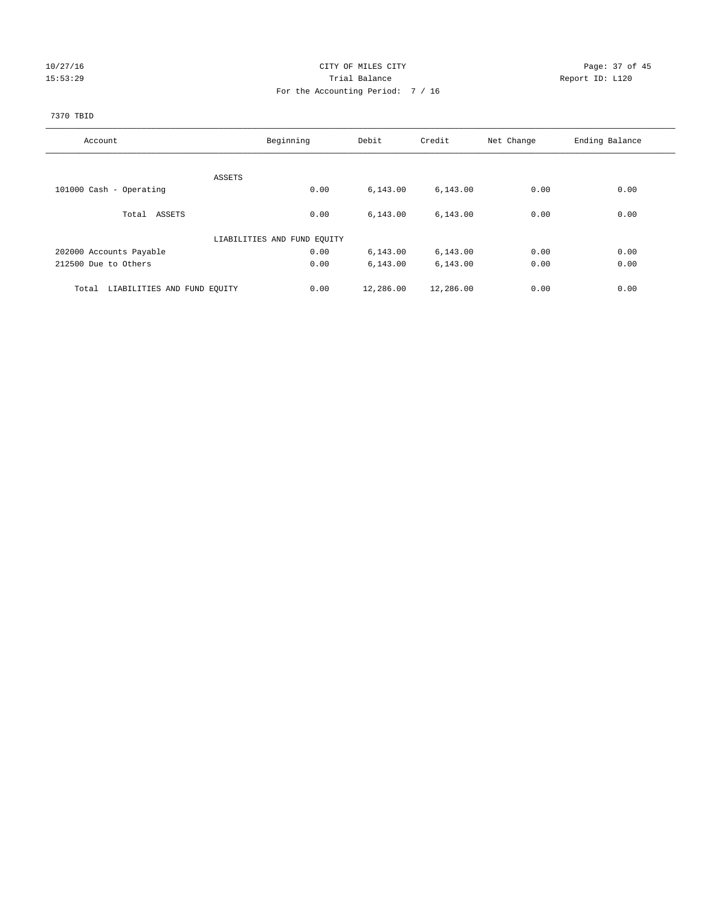10/27/16 CITY OF MILES CITY
15:53:29 Trial Balance Report ID: L120
For the Accounting Period: 7 / 16

7370 TBID

| Account | Beginning | Debit | Credit | Net Change | Ending Balance |
|---|---|---|---|---|---|
| ASSETS | | | | | |
| 101000 Cash - Operating | 0.00 | 6,143.00 | 6,143.00 | 0.00 | 0.00 |
| Total ASSETS | 0.00 | 6,143.00 | 6,143.00 | 0.00 | 0.00 |
| LIABILITIES AND FUND EQUITY | | | | | |
| 202000 Accounts Payable | 0.00 | 6,143.00 | 6,143.00 | 0.00 | 0.00 |
| 212500 Due to Others | 0.00 | 6,143.00 | 6,143.00 | 0.00 | 0.00 |
| Total LIABILITIES AND FUND EQUITY | 0.00 | 12,286.00 | 12,286.00 | 0.00 | 0.00 |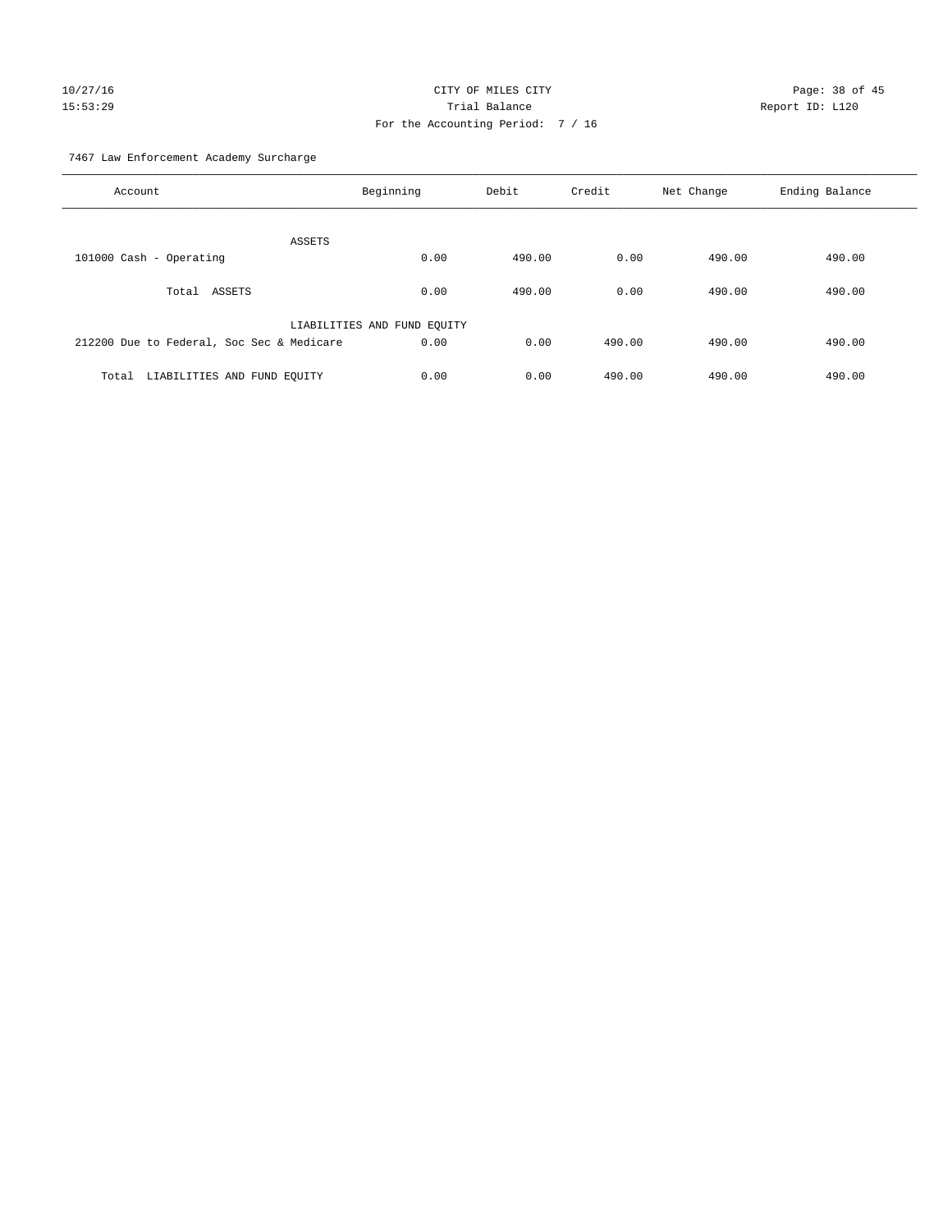CITY OF MILES CITY

Trial Balance

For the Accounting Period: 7 / 16

7467 Law Enforcement Academy Surcharge

| Account | Beginning | Debit | Credit | Net Change | Ending Balance |
|---|---|---|---|---|---|
| ASSETS | | | | | |
| 101000 Cash - Operating | 0.00 | 490.00 | 0.00 | 490.00 | 490.00 |
| Total ASSETS | 0.00 | 490.00 | 0.00 | 490.00 | 490.00 |
| LIABILITIES AND FUND EQUITY | | | | | |
| 212200 Due to Federal, Soc Sec & Medicare | 0.00 | 0.00 | 490.00 | 490.00 | 490.00 |
| Total LIABILITIES AND FUND EQUITY | 0.00 | 0.00 | 490.00 | 490.00 | 490.00 |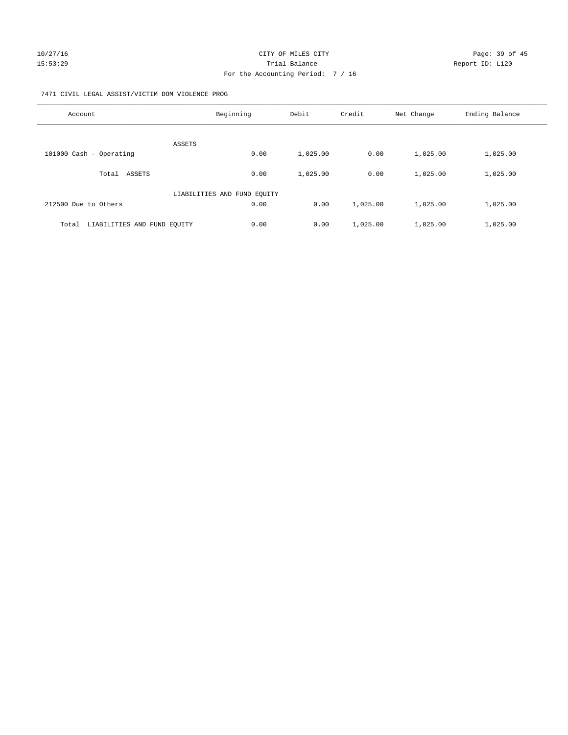CITY OF MILES CITY
Trial Balance
For the Accounting Period: 7 / 16

Report ID: L120

7471 CIVIL LEGAL ASSIST/VICTIM DOM VIOLENCE PROG

| Account | Beginning | Debit | Credit | Net Change | Ending Balance |
|---|---|---|---|---|---|
| ASSETS | | | | | |
| 101000 Cash - Operating | 0.00 | 1,025.00 | 0.00 | 1,025.00 | 1,025.00 |
| Total ASSETS | 0.00 | 1,025.00 | 0.00 | 1,025.00 | 1,025.00 |
| LIABILITIES AND FUND EQUITY | | | | | |
| 212500 Due to Others | 0.00 | 0.00 | 1,025.00 | 1,025.00 | 1,025.00 |
| Total LIABILITIES AND FUND EQUITY | 0.00 | 0.00 | 1,025.00 | 1,025.00 | 1,025.00 |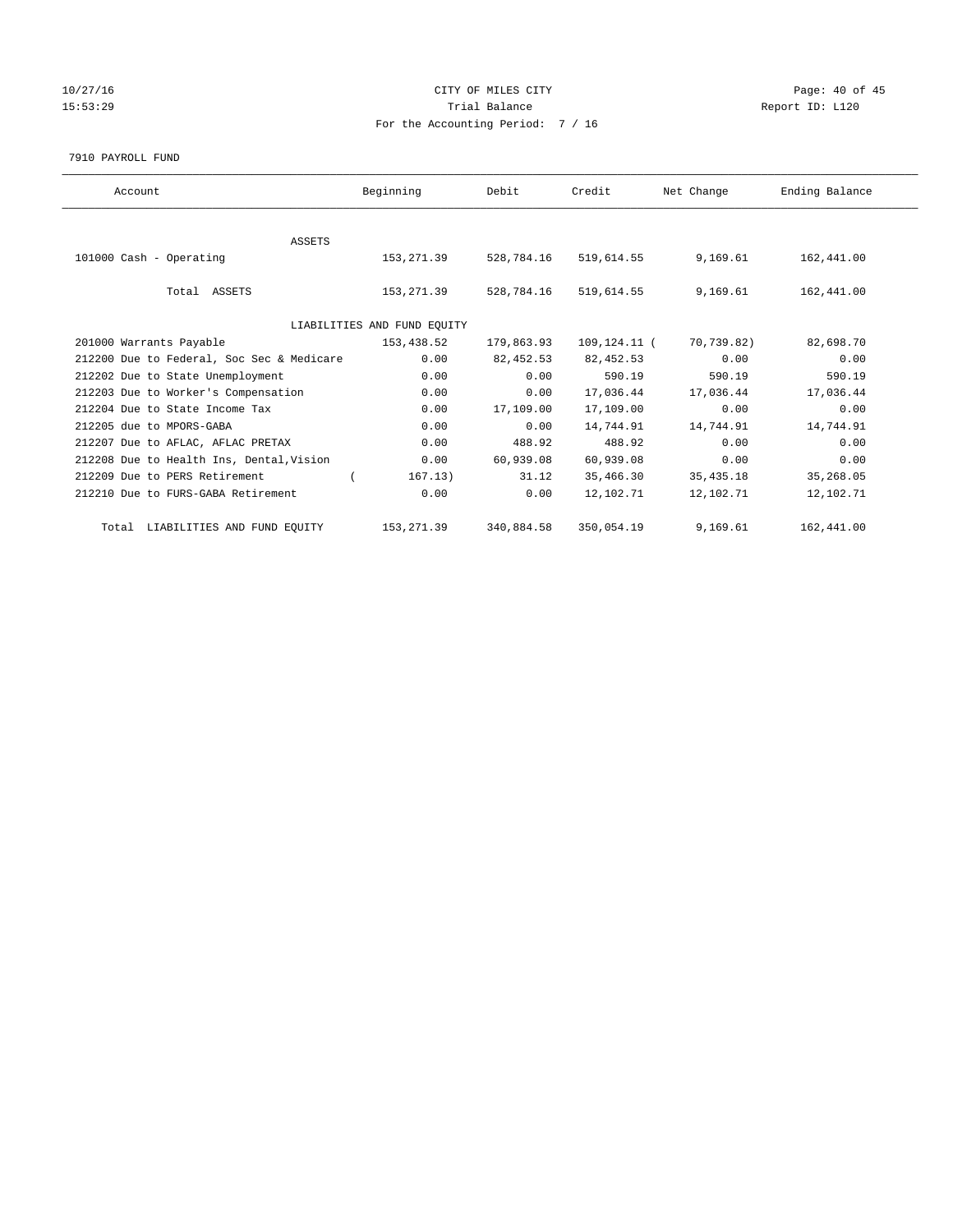# CITY OF MILES CITY

Trial Balance

For the Accounting Period: 7 / 16

10/27/16
15:53:29

Report ID: L120

7910 PAYROLL FUND

| Account | Beginning | Debit | Credit | Net Change | Ending Balance |
|---|---|---|---|---|---|
| ASSETS | | | | | |
| 101000 Cash - Operating | 153,271.39 | 528,784.16 | 519,614.55 | 9,169.61 | 162,441.00 |
| Total ASSETS | 153,271.39 | 528,784.16 | 519,614.55 | 9,169.61 | 162,441.00 |
| LIABILITIES AND FUND EQUITY | | | | | |
| 201000 Warrants Payable | 153,438.52 | 179,863.93 | 109,124.11 | ( 70,739.82) | 82,698.70 |
| 212200 Due to Federal, Soc Sec & Medicare | 0.00 | 82,452.53 | 82,452.53 | 0.00 | 0.00 |
| 212202 Due to State Unemployment | 0.00 | 0.00 | 590.19 | 590.19 | 590.19 |
| 212203 Due to Worker's Compensation | 0.00 | 0.00 | 17,036.44 | 17,036.44 | 17,036.44 |
| 212204 Due to State Income Tax | 0.00 | 17,109.00 | 17,109.00 | 0.00 | 0.00 |
| 212205 due to MPORS-GABA | 0.00 | 0.00 | 14,744.91 | 14,744.91 | 14,744.91 |
| 212207 Due to AFLAC, AFLAC PRETAX | 0.00 | 488.92 | 488.92 | 0.00 | 0.00 |
| 212208 Due to Health Ins, Dental,Vision | 0.00 | 60,939.08 | 60,939.08 | 0.00 | 0.00 |
| 212209 Due to PERS Retirement | ( 167.13) | 31.12 | 35,466.30 | 35,435.18 | 35,268.05 |
| 212210 Due to FURS-GABA Retirement | 0.00 | 0.00 | 12,102.71 | 12,102.71 | 12,102.71 |
| Total LIABILITIES AND FUND EQUITY | 153,271.39 | 340,884.58 | 350,054.19 | 9,169.61 | 162,441.00 |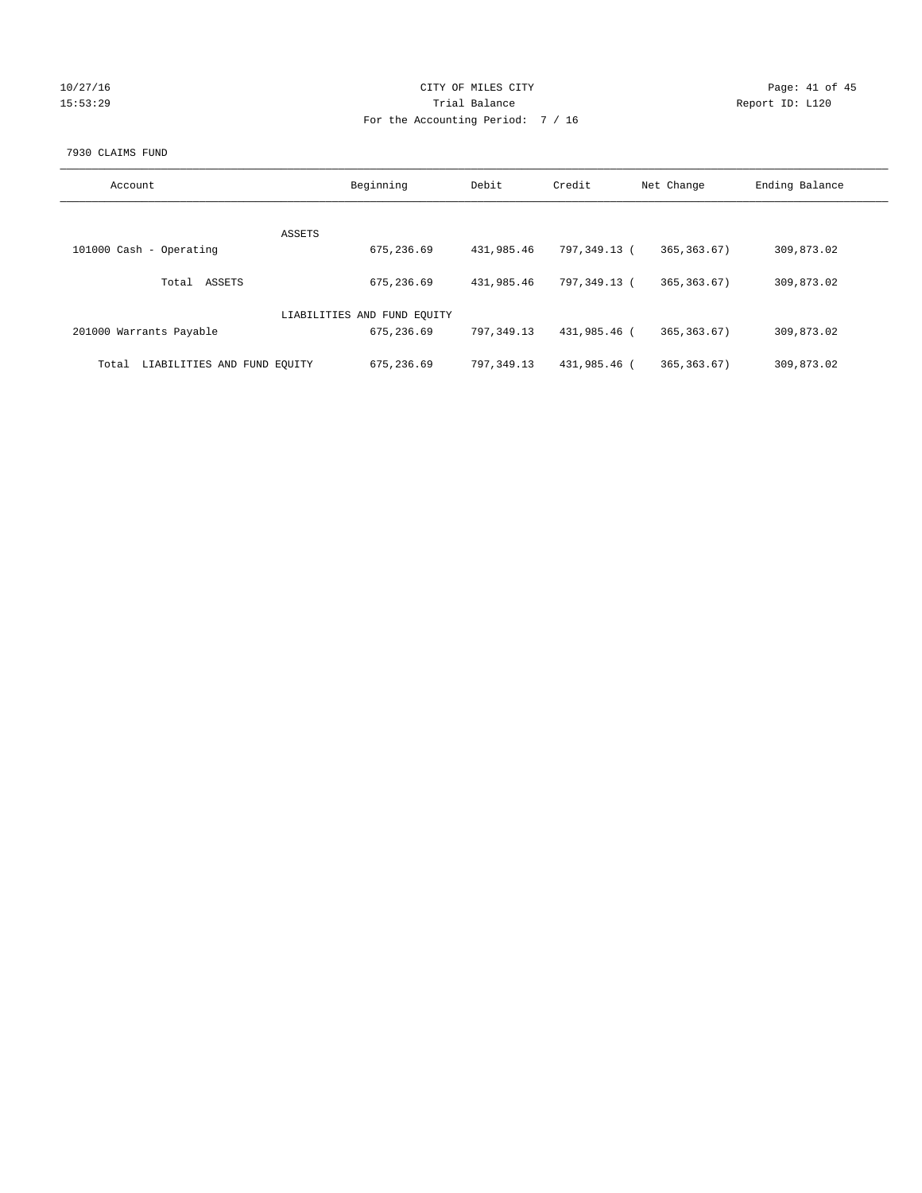10/27/16 CITY OF MILES CITY
15:53:29 Trial Balance Report ID: L120
For the Accounting Period: 7 / 16

7930 CLAIMS FUND

| Account | Beginning | Debit | Credit | Net Change | Ending Balance |
|---|---|---|---|---|---|
| ASSETS | | | | | |
| 101000 Cash - Operating | 675,236.69 | 431,985.46 | 797,349.13 | ( 365,363.67) | 309,873.02 |
| Total ASSETS | 675,236.69 | 431,985.46 | 797,349.13 | ( 365,363.67) | 309,873.02 |
| LIABILITIES AND FUND EQUITY | | | | | |
| 201000 Warrants Payable | 675,236.69 | 797,349.13 | 431,985.46 | ( 365,363.67) | 309,873.02 |
| Total LIABILITIES AND FUND EQUITY | 675,236.69 | 797,349.13 | 431,985.46 | ( 365,363.67) | 309,873.02 |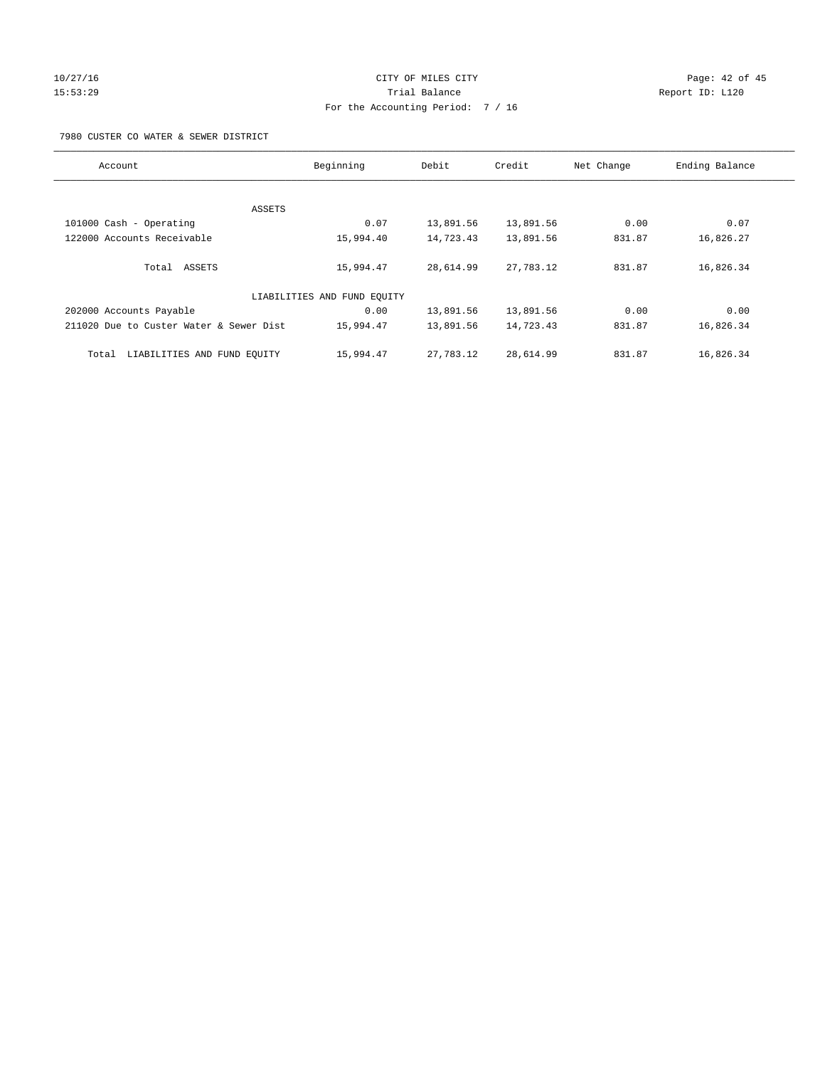CITY OF MILES CITY
Trial Balance
For the Accounting Period: 7 / 16

10/27/16
15:53:29

Report ID: L120

7980 CUSTER CO WATER & SEWER DISTRICT

| Account | Beginning | Debit | Credit | Net Change | Ending Balance |
|---|---|---|---|---|---|
| ASSETS | | | | | |
| 101000 Cash - Operating | 0.07 | 13,891.56 | 13,891.56 | 0.00 | 0.07 |
| 122000 Accounts Receivable | 15,994.40 | 14,723.43 | 13,891.56 | 831.87 | 16,826.27 |
| Total ASSETS | 15,994.47 | 28,614.99 | 27,783.12 | 831.87 | 16,826.34 |
| LIABILITIES AND FUND EQUITY | | | | | |
| 202000 Accounts Payable | 0.00 | 13,891.56 | 13,891.56 | 0.00 | 0.00 |
| 211020 Due to Custer Water & Sewer Dist | 15,994.47 | 13,891.56 | 14,723.43 | 831.87 | 16,826.34 |
| Total LIABILITIES AND FUND EQUITY | 15,994.47 | 27,783.12 | 28,614.99 | 831.87 | 16,826.34 |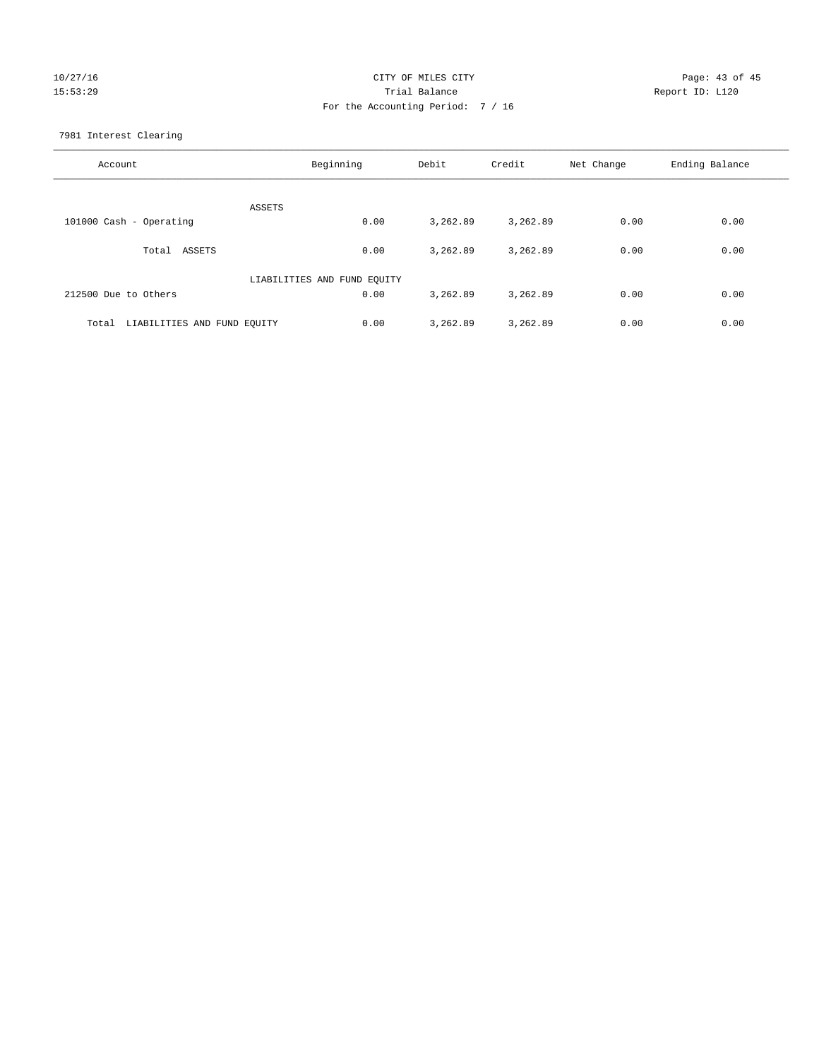CITY OF MILES CITY

Trial Balance

For the Accounting Period: 7 / 16

7981 Interest Clearing

| Account | Beginning | Debit | Credit | Net Change | Ending Balance |
|---|---|---|---|---|---|
| ASSETS | | | | | |
| 101000 Cash - Operating | 0.00 | 3,262.89 | 3,262.89 | 0.00 | 0.00 |
| Total ASSETS | 0.00 | 3,262.89 | 3,262.89 | 0.00 | 0.00 |
| LIABILITIES AND FUND EQUITY | | | | | |
| 212500 Due to Others | 0.00 | 3,262.89 | 3,262.89 | 0.00 | 0.00 |
| Total LIABILITIES AND FUND EQUITY | 0.00 | 3,262.89 | 3,262.89 | 0.00 | 0.00 |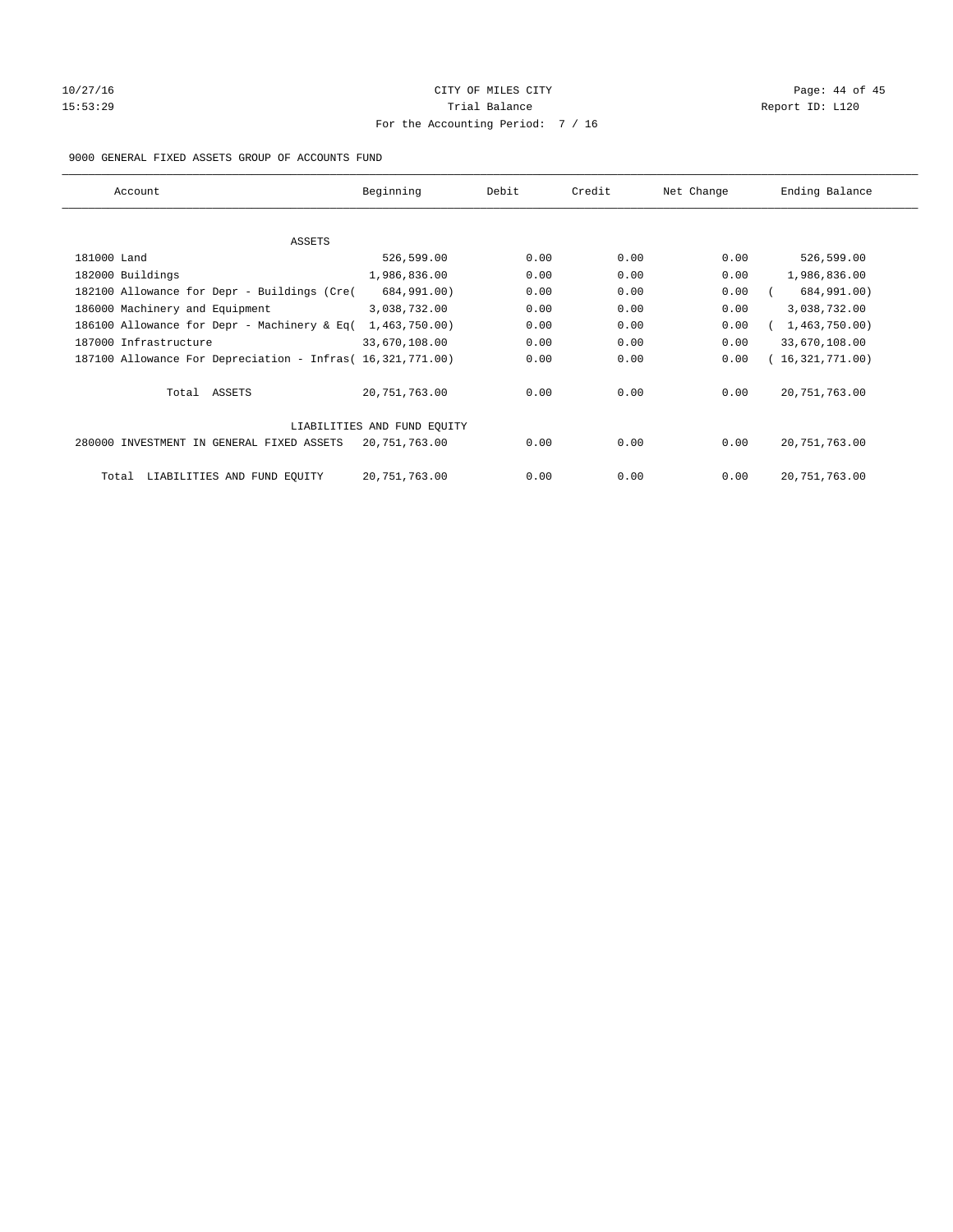CITY OF MILES CITY

Trial Balance

For the Accounting Period: 7 / 16

10/27/16 15:53:29 | Report ID: L120

9000 GENERAL FIXED ASSETS GROUP OF ACCOUNTS FUND

| Account | Beginning | Debit | Credit | Net Change | Ending Balance |
|---|---|---|---|---|---|
| ASSETS | | | | | |
| 181000 Land | 526,599.00 | 0.00 | 0.00 | 0.00 | 526,599.00 |
| 182000 Buildings | 1,986,836.00 | 0.00 | 0.00 | 0.00 | 1,986,836.00 |
| 182100 Allowance for Depr - Buildings (Cre( | 684,991.00) | 0.00 | 0.00 | 0.00 | ( 684,991.00) |
| 186000 Machinery and Equipment | 3,038,732.00 | 0.00 | 0.00 | 0.00 | 3,038,732.00 |
| 186100 Allowance for Depr - Machinery & Eq( | 1,463,750.00) | 0.00 | 0.00 | 0.00 | ( 1,463,750.00) |
| 187000 Infrastructure | 33,670,108.00 | 0.00 | 0.00 | 0.00 | 33,670,108.00 |
| 187100 Allowance For Depreciation - Infras( | 16,321,771.00) | 0.00 | 0.00 | 0.00 | ( 16,321,771.00) |
| Total ASSETS | 20,751,763.00 | 0.00 | 0.00 | 0.00 | 20,751,763.00 |
| LIABILITIES AND FUND EQUITY | | | | | |
| 280000 INVESTMENT IN GENERAL FIXED ASSETS | 20,751,763.00 | 0.00 | 0.00 | 0.00 | 20,751,763.00 |
| Total LIABILITIES AND FUND EQUITY | 20,751,763.00 | 0.00 | 0.00 | 0.00 | 20,751,763.00 |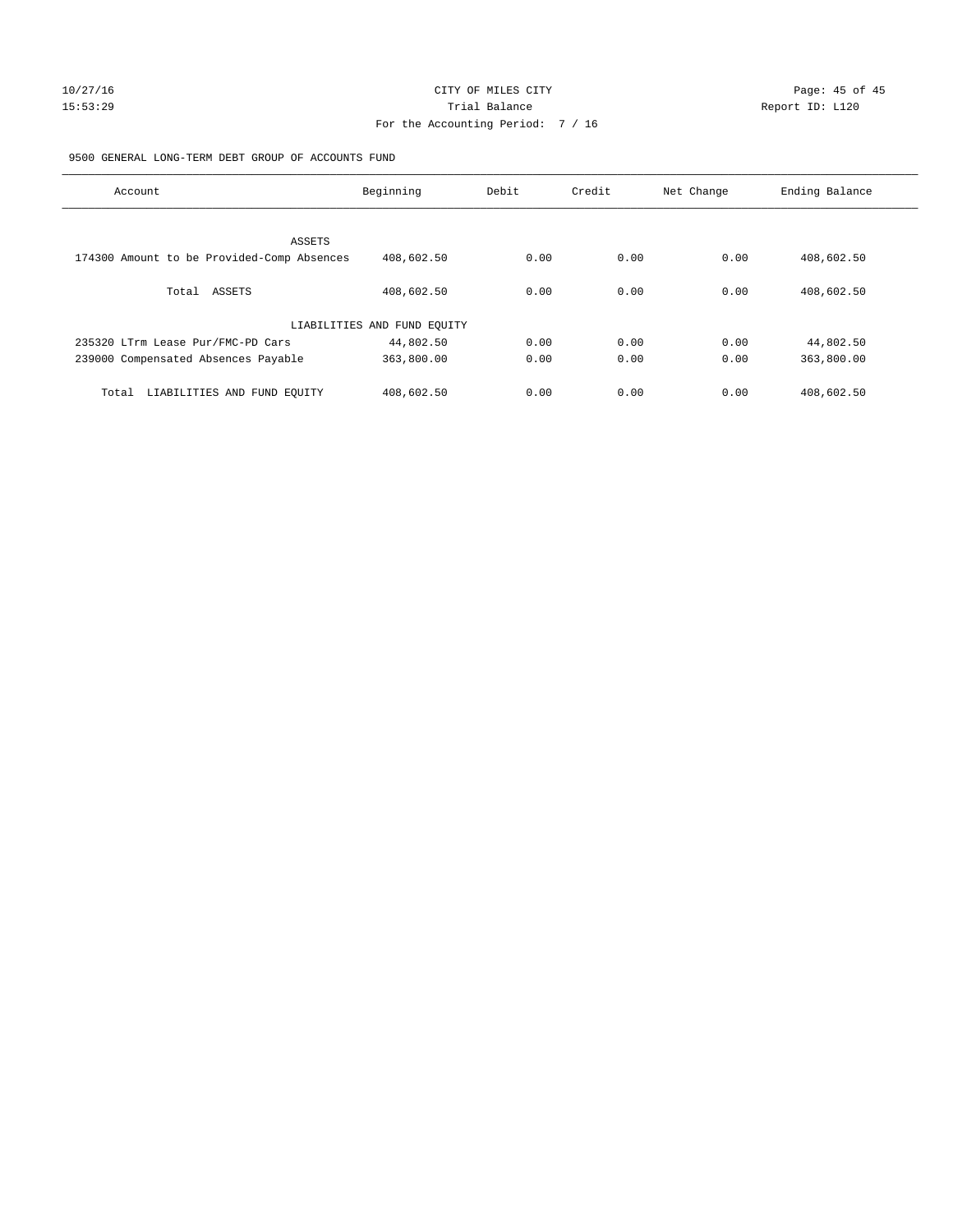CITY OF MILES CITY

Trial Balance

For the Accounting Period: 7 / 16

9500 GENERAL LONG-TERM DEBT GROUP OF ACCOUNTS FUND

| Account | Beginning | Debit | Credit | Net Change | Ending Balance |
|---|---|---|---|---|---|
| ASSETS | | | | | |
| 174300 Amount to be Provided-Comp Absences | 408,602.50 | 0.00 | 0.00 | 0.00 | 408,602.50 |
| Total ASSETS | 408,602.50 | 0.00 | 0.00 | 0.00 | 408,602.50 |
| LIABILITIES AND FUND EQUITY | | | | | |
| 235320 LTrm Lease Pur/FMC-PD Cars | 44,802.50 | 0.00 | 0.00 | 0.00 | 44,802.50 |
| 239000 Compensated Absences Payable | 363,800.00 | 0.00 | 0.00 | 0.00 | 363,800.00 |
| Total LIABILITIES AND FUND EQUITY | 408,602.50 | 0.00 | 0.00 | 0.00 | 408,602.50 |